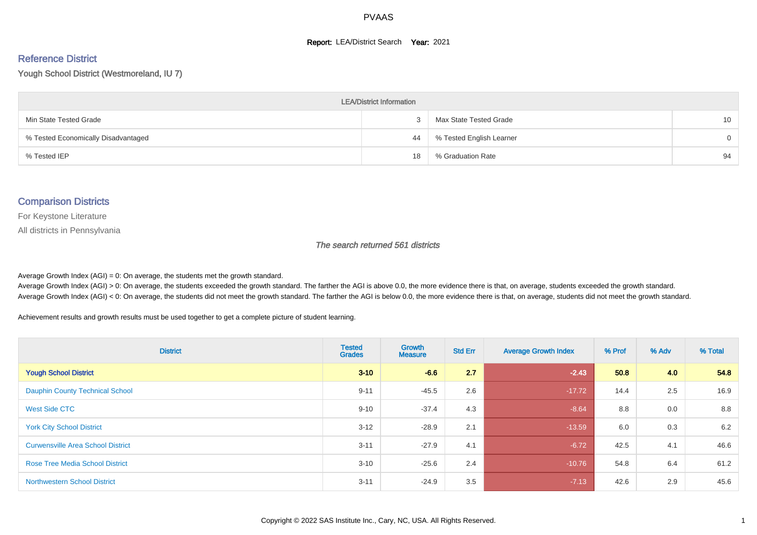PVAAS

**Report:** LEA/District Search **Year:** 2021

## Reference District

Yough School District (Westmoreland, IU 7)

| LEA/District Information | | | |
|---|---|---|---|
| Min State Tested Grade | 3 | Max State Tested Grade | 10 |
| % Tested Economically Disadvantaged | 44 | % Tested English Learner | 0 |
| % Tested IEP | 18 | % Graduation Rate | 94 |

## Comparison Districts

For Keystone Literature

All districts in Pennsylvania

*The search returned 561 districts*

Average Growth Index (AGI) = 0: On average, the students met the growth standard.
Average Growth Index (AGI) > 0: On average, the students exceeded the growth standard. The farther the AGI is above 0.0, the more evidence there is that, on average, students exceeded the growth standard.
Average Growth Index (AGI) < 0: On average, the students did not meet the growth standard. The farther the AGI is below 0.0, the more evidence there is that, on average, students did not meet the growth standard.

Achievement results and growth results must be used together to get a complete picture of student learning.

| District | Tested Grades | Growth Measure | Std Err | Average Growth Index | % Prof | % Adv | % Total |
|---|---|---|---|---|---|---|---|
| **Yough School District** | **3-10** | **-6.6** | **2.7** | **-2.43** | **50.8** | **4.0** | **54.8** |
| Dauphin County Technical School | 9-11 | -45.5 | 2.6 | -17.72 | 14.4 | 2.5 | 16.9 |
| West Side CTC | 9-10 | -37.4 | 4.3 | -8.64 | 8.8 | 0.0 | 8.8 |
| York City School District | 3-12 | -28.9 | 2.1 | -13.59 | 6.0 | 0.3 | 6.2 |
| Curwensville Area School District | 3-11 | -27.9 | 4.1 | -6.72 | 42.5 | 4.1 | 46.6 |
| Rose Tree Media School District | 3-10 | -25.6 | 2.4 | -10.76 | 54.8 | 6.4 | 61.2 |
| Northwestern School District | 3-11 | -24.9 | 3.5 | -7.13 | 42.6 | 2.9 | 45.6 |

Copyright © 2022 SAS Institute Inc., Cary, NC, USA. All Rights Reserved.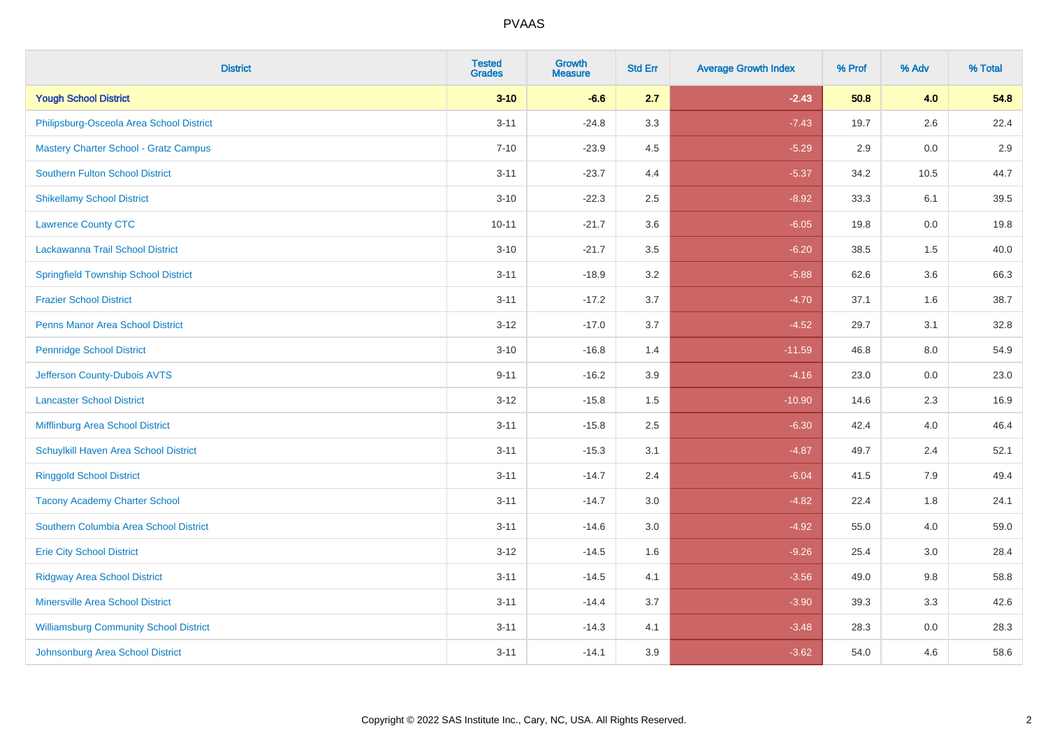| District | Tested Grades | Growth Measure | Std Err | Average Growth Index | % Prof | % Adv | % Total |
|---|---|---|---|---|---|---|---|
| **Yough School District** | **3-10** | **-6.6** | **2.7** | **-2.43** | **50.8** | **4.0** | **54.8** |
| Philipsburg-Osceola Area School District | 3-11 | -24.8 | 3.3 | -7.43 | 19.7 | 2.6 | 22.4 |
| Mastery Charter School - Gratz Campus | 7-10 | -23.9 | 4.5 | -5.29 | 2.9 | 0.0 | 2.9 |
| Southern Fulton School District | 3-11 | -23.7 | 4.4 | -5.37 | 34.2 | 10.5 | 44.7 |
| Shikellamy School District | 3-10 | -22.3 | 2.5 | -8.92 | 33.3 | 6.1 | 39.5 |
| Lawrence County CTC | 10-11 | -21.7 | 3.6 | -6.05 | 19.8 | 0.0 | 19.8 |
| Lackawanna Trail School District | 3-10 | -21.7 | 3.5 | -6.20 | 38.5 | 1.5 | 40.0 |
| Springfield Township School District | 3-11 | -18.9 | 3.2 | -5.88 | 62.6 | 3.6 | 66.3 |
| Frazier School District | 3-11 | -17.2 | 3.7 | -4.70 | 37.1 | 1.6 | 38.7 |
| Penns Manor Area School District | 3-12 | -17.0 | 3.7 | -4.52 | 29.7 | 3.1 | 32.8 |
| Pennridge School District | 3-10 | -16.8 | 1.4 | -11.59 | 46.8 | 8.0 | 54.9 |
| Jefferson County-Dubois AVTS | 9-11 | -16.2 | 3.9 | -4.16 | 23.0 | 0.0 | 23.0 |
| Lancaster School District | 3-12 | -15.8 | 1.5 | -10.90 | 14.6 | 2.3 | 16.9 |
| Mifflinburg Area School District | 3-11 | -15.8 | 2.5 | -6.30 | 42.4 | 4.0 | 46.4 |
| Schuylkill Haven Area School District | 3-11 | -15.3 | 3.1 | -4.87 | 49.7 | 2.4 | 52.1 |
| Ringgold School District | 3-11 | -14.7 | 2.4 | -6.04 | 41.5 | 7.9 | 49.4 |
| Tacony Academy Charter School | 3-11 | -14.7 | 3.0 | -4.82 | 22.4 | 1.8 | 24.1 |
| Southern Columbia Area School District | 3-11 | -14.6 | 3.0 | -4.92 | 55.0 | 4.0 | 59.0 |
| Erie City School District | 3-12 | -14.5 | 1.6 | -9.26 | 25.4 | 3.0 | 28.4 |
| Ridgway Area School District | 3-11 | -14.5 | 4.1 | -3.56 | 49.0 | 9.8 | 58.8 |
| Minersville Area School District | 3-11 | -14.4 | 3.7 | -3.90 | 39.3 | 3.3 | 42.6 |
| Williamsburg Community School District | 3-11 | -14.3 | 4.1 | -3.48 | 28.3 | 0.0 | 28.3 |
| Johnsonburg Area School District | 3-11 | -14.1 | 3.9 | -3.62 | 54.0 | 4.6 | 58.6 |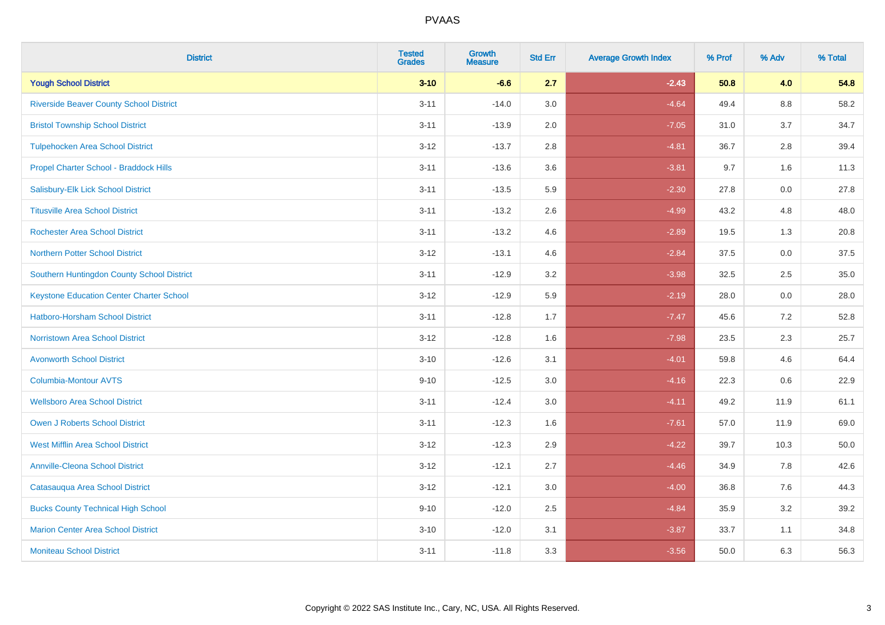| District | Tested Grades | Growth Measure | Std Err | Average Growth Index | % Prof | % Adv | % Total |
|---|---|---|---|---|---|---|---|
| **Yough School District** | **3-10** | **-6.6** | **2.7** | **-2.43** | **50.8** | **4.0** | **54.8** |
| Riverside Beaver County School District | 3-11 | -14.0 | 3.0 | -4.64 | 49.4 | 8.8 | 58.2 |
| Bristol Township School District | 3-11 | -13.9 | 2.0 | -7.05 | 31.0 | 3.7 | 34.7 |
| Tulpehocken Area School District | 3-12 | -13.7 | 2.8 | -4.81 | 36.7 | 2.8 | 39.4 |
| Propel Charter School - Braddock Hills | 3-11 | -13.6 | 3.6 | -3.81 | 9.7 | 1.6 | 11.3 |
| Salisbury-Elk Lick School District | 3-11 | -13.5 | 5.9 | -2.30 | 27.8 | 0.0 | 27.8 |
| Titusville Area School District | 3-11 | -13.2 | 2.6 | -4.99 | 43.2 | 4.8 | 48.0 |
| Rochester Area School District | 3-11 | -13.2 | 4.6 | -2.89 | 19.5 | 1.3 | 20.8 |
| Northern Potter School District | 3-12 | -13.1 | 4.6 | -2.84 | 37.5 | 0.0 | 37.5 |
| Southern Huntingdon County School District | 3-11 | -12.9 | 3.2 | -3.98 | 32.5 | 2.5 | 35.0 |
| Keystone Education Center Charter School | 3-12 | -12.9 | 5.9 | -2.19 | 28.0 | 0.0 | 28.0 |
| Hatboro-Horsham School District | 3-11 | -12.8 | 1.7 | -7.47 | 45.6 | 7.2 | 52.8 |
| Norristown Area School District | 3-12 | -12.8 | 1.6 | -7.98 | 23.5 | 2.3 | 25.7 |
| Avonworth School District | 3-10 | -12.6 | 3.1 | -4.01 | 59.8 | 4.6 | 64.4 |
| Columbia-Montour AVTS | 9-10 | -12.5 | 3.0 | -4.16 | 22.3 | 0.6 | 22.9 |
| Wellsboro Area School District | 3-11 | -12.4 | 3.0 | -4.11 | 49.2 | 11.9 | 61.1 |
| Owen J Roberts School District | 3-11 | -12.3 | 1.6 | -7.61 | 57.0 | 11.9 | 69.0 |
| West Mifflin Area School District | 3-12 | -12.3 | 2.9 | -4.22 | 39.7 | 10.3 | 50.0 |
| Annville-Cleona School District | 3-12 | -12.1 | 2.7 | -4.46 | 34.9 | 7.8 | 42.6 |
| Catasauqua Area School District | 3-12 | -12.1 | 3.0 | -4.00 | 36.8 | 7.6 | 44.3 |
| Bucks County Technical High School | 9-10 | -12.0 | 2.5 | -4.84 | 35.9 | 3.2 | 39.2 |
| Marion Center Area School District | 3-10 | -12.0 | 3.1 | -3.87 | 33.7 | 1.1 | 34.8 |
| Moniteau School District | 3-11 | -11.8 | 3.3 | -3.56 | 50.0 | 6.3 | 56.3 |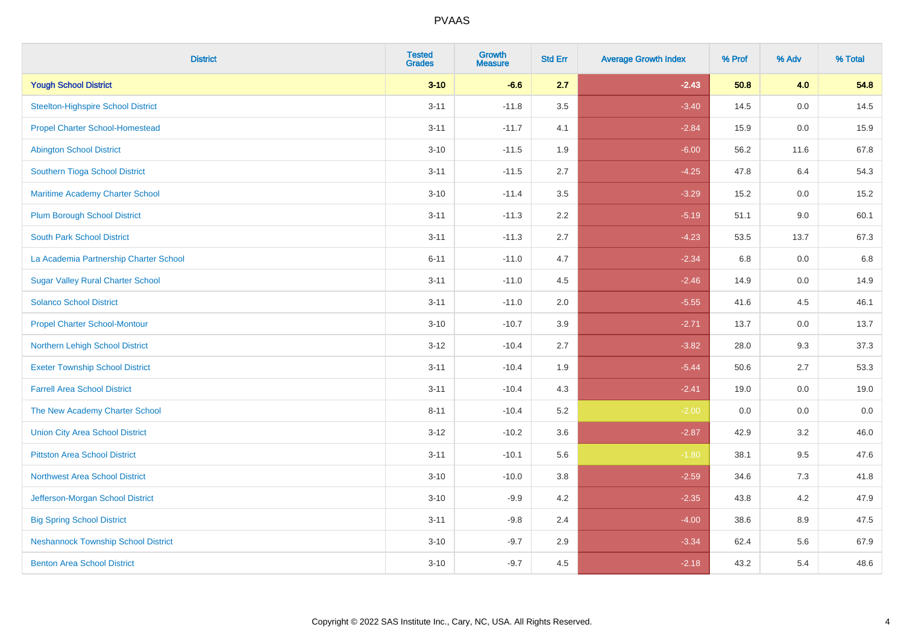# PVAAS

| District | Tested Grades | Growth Measure | Std Err | Average Growth Index | % Prof | % Adv | % Total |
|---|---|---|---|---|---|---|---|
| **Yough School District** | **3-10** | **-6.6** | **2.7** | **-2.43** | **50.8** | **4.0** | **54.8** |
| Steelton-Highspire School District | 3-11 | -11.8 | 3.5 | -3.40 | 14.5 | 0.0 | 14.5 |
| Propel Charter School-Homestead | 3-11 | -11.7 | 4.1 | -2.84 | 15.9 | 0.0 | 15.9 |
| Abington School District | 3-10 | -11.5 | 1.9 | -6.00 | 56.2 | 11.6 | 67.8 |
| Southern Tioga School District | 3-11 | -11.5 | 2.7 | -4.25 | 47.8 | 6.4 | 54.3 |
| Maritime Academy Charter School | 3-10 | -11.4 | 3.5 | -3.29 | 15.2 | 0.0 | 15.2 |
| Plum Borough School District | 3-11 | -11.3 | 2.2 | -5.19 | 51.1 | 9.0 | 60.1 |
| South Park School District | 3-11 | -11.3 | 2.7 | -4.23 | 53.5 | 13.7 | 67.3 |
| La Academia Partnership Charter School | 6-11 | -11.0 | 4.7 | -2.34 | 6.8 | 0.0 | 6.8 |
| Sugar Valley Rural Charter School | 3-11 | -11.0 | 4.5 | -2.46 | 14.9 | 0.0 | 14.9 |
| Solanco School District | 3-11 | -11.0 | 2.0 | -5.55 | 41.6 | 4.5 | 46.1 |
| Propel Charter School-Montour | 3-10 | -10.7 | 3.9 | -2.71 | 13.7 | 0.0 | 13.7 |
| Northern Lehigh School District | 3-12 | -10.4 | 2.7 | -3.82 | 28.0 | 9.3 | 37.3 |
| Exeter Township School District | 3-11 | -10.4 | 1.9 | -5.44 | 50.6 | 2.7 | 53.3 |
| Farrell Area School District | 3-11 | -10.4 | 4.3 | -2.41 | 19.0 | 0.0 | 19.0 |
| The New Academy Charter School | 8-11 | -10.4 | 5.2 | -2.00 | 0.0 | 0.0 | 0.0 |
| Union City Area School District | 3-12 | -10.2 | 3.6 | -2.87 | 42.9 | 3.2 | 46.0 |
| Pittston Area School District | 3-11 | -10.1 | 5.6 | -1.80 | 38.1 | 9.5 | 47.6 |
| Northwest Area School District | 3-10 | -10.0 | 3.8 | -2.59 | 34.6 | 7.3 | 41.8 |
| Jefferson-Morgan School District | 3-10 | -9.9 | 4.2 | -2.35 | 43.8 | 4.2 | 47.9 |
| Big Spring School District | 3-11 | -9.8 | 2.4 | -4.00 | 38.6 | 8.9 | 47.5 |
| Neshannock Township School District | 3-10 | -9.7 | 2.9 | -3.34 | 62.4 | 5.6 | 67.9 |
| Benton Area School District | 3-10 | -9.7 | 4.5 | -2.18 | 43.2 | 5.4 | 48.6 |

Copyright © 2022 SAS Institute Inc., Cary, NC, USA. All Rights Reserved.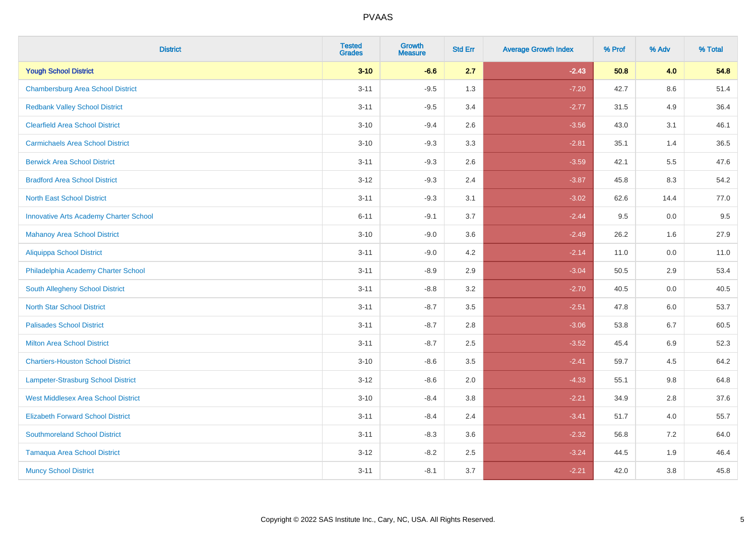# PVAAS

| District | Tested Grades | Growth Measure | Std Err | Average Growth Index | % Prof | % Adv | % Total |
|---|---|---|---|---|---|---|---|
| **Yough School District** | **3-10** | **-6.6** | **2.7** | **-2.43** | **50.8** | **4.0** | **54.8** |
| Chambersburg Area School District | 3-11 | -9.5 | 1.3 | -7.20 | 42.7 | 8.6 | 51.4 |
| Redbank Valley School District | 3-11 | -9.5 | 3.4 | -2.77 | 31.5 | 4.9 | 36.4 |
| Clearfield Area School District | 3-10 | -9.4 | 2.6 | -3.56 | 43.0 | 3.1 | 46.1 |
| Carmichaels Area School District | 3-10 | -9.3 | 3.3 | -2.81 | 35.1 | 1.4 | 36.5 |
| Berwick Area School District | 3-11 | -9.3 | 2.6 | -3.59 | 42.1 | 5.5 | 47.6 |
| Bradford Area School District | 3-12 | -9.3 | 2.4 | -3.87 | 45.8 | 8.3 | 54.2 |
| North East School District | 3-11 | -9.3 | 3.1 | -3.02 | 62.6 | 14.4 | 77.0 |
| Innovative Arts Academy Charter School | 6-11 | -9.1 | 3.7 | -2.44 | 9.5 | 0.0 | 9.5 |
| Mahanoy Area School District | 3-10 | -9.0 | 3.6 | -2.49 | 26.2 | 1.6 | 27.9 |
| Aliquippa School District | 3-11 | -9.0 | 4.2 | -2.14 | 11.0 | 0.0 | 11.0 |
| Philadelphia Academy Charter School | 3-11 | -8.9 | 2.9 | -3.04 | 50.5 | 2.9 | 53.4 |
| South Allegheny School District | 3-11 | -8.8 | 3.2 | -2.70 | 40.5 | 0.0 | 40.5 |
| North Star School District | 3-11 | -8.7 | 3.5 | -2.51 | 47.8 | 6.0 | 53.7 |
| Palisades School District | 3-11 | -8.7 | 2.8 | -3.06 | 53.8 | 6.7 | 60.5 |
| Milton Area School District | 3-11 | -8.7 | 2.5 | -3.52 | 45.4 | 6.9 | 52.3 |
| Chartiers-Houston School District | 3-10 | -8.6 | 3.5 | -2.41 | 59.7 | 4.5 | 64.2 |
| Lampeter-Strasburg School District | 3-12 | -8.6 | 2.0 | -4.33 | 55.1 | 9.8 | 64.8 |
| West Middlesex Area School District | 3-10 | -8.4 | 3.8 | -2.21 | 34.9 | 2.8 | 37.6 |
| Elizabeth Forward School District | 3-11 | -8.4 | 2.4 | -3.41 | 51.7 | 4.0 | 55.7 |
| Southmoreland School District | 3-11 | -8.3 | 3.6 | -2.32 | 56.8 | 7.2 | 64.0 |
| Tamaqua Area School District | 3-12 | -8.2 | 2.5 | -3.24 | 44.5 | 1.9 | 46.4 |
| Muncy School District | 3-11 | -8.1 | 3.7 | -2.21 | 42.0 | 3.8 | 45.8 |

Copyright © 2022 SAS Institute Inc., Cary, NC, USA. All Rights Reserved.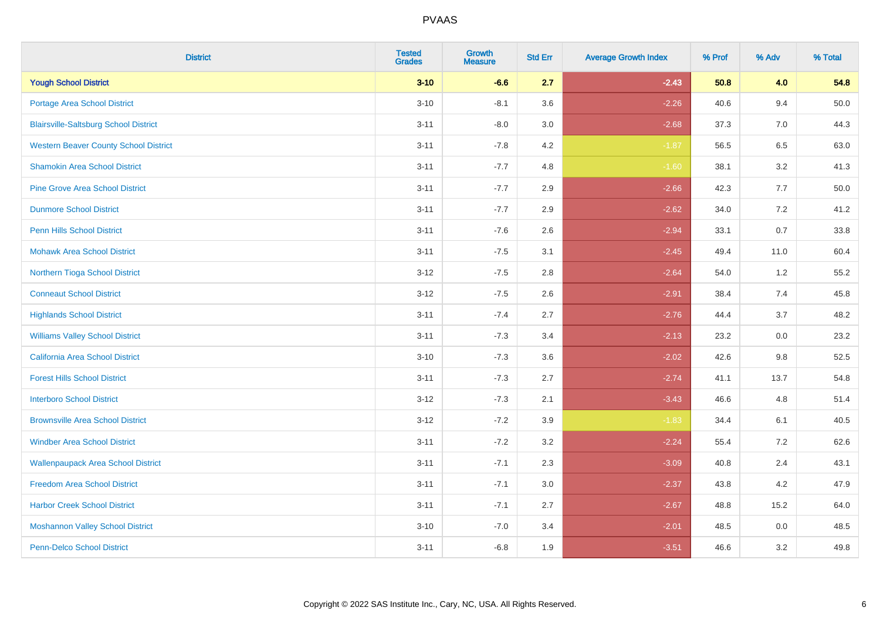| District | Tested Grades | Growth Measure | Std Err | Average Growth Index | % Prof | % Adv | % Total |
|---|---|---|---|---|---|---|---|
| **Yough School District** | **3-10** | **-6.6** | **2.7** | **-2.43** | **50.8** | **4.0** | **54.8** |
| Portage Area School District | 3-10 | -8.1 | 3.6 | -2.26 | 40.6 | 9.4 | 50.0 |
| Blairsville-Saltsburg School District | 3-11 | -8.0 | 3.0 | -2.68 | 37.3 | 7.0 | 44.3 |
| Western Beaver County School District | 3-11 | -7.8 | 4.2 | -1.87 | 56.5 | 6.5 | 63.0 |
| Shamokin Area School District | 3-11 | -7.7 | 4.8 | -1.60 | 38.1 | 3.2 | 41.3 |
| Pine Grove Area School District | 3-11 | -7.7 | 2.9 | -2.66 | 42.3 | 7.7 | 50.0 |
| Dunmore School District | 3-11 | -7.7 | 2.9 | -2.62 | 34.0 | 7.2 | 41.2 |
| Penn Hills School District | 3-11 | -7.6 | 2.6 | -2.94 | 33.1 | 0.7 | 33.8 |
| Mohawk Area School District | 3-11 | -7.5 | 3.1 | -2.45 | 49.4 | 11.0 | 60.4 |
| Northern Tioga School District | 3-12 | -7.5 | 2.8 | -2.64 | 54.0 | 1.2 | 55.2 |
| Conneaut School District | 3-12 | -7.5 | 2.6 | -2.91 | 38.4 | 7.4 | 45.8 |
| Highlands School District | 3-11 | -7.4 | 2.7 | -2.76 | 44.4 | 3.7 | 48.2 |
| Williams Valley School District | 3-11 | -7.3 | 3.4 | -2.13 | 23.2 | 0.0 | 23.2 |
| California Area School District | 3-10 | -7.3 | 3.6 | -2.02 | 42.6 | 9.8 | 52.5 |
| Forest Hills School District | 3-11 | -7.3 | 2.7 | -2.74 | 41.1 | 13.7 | 54.8 |
| Interboro School District | 3-12 | -7.3 | 2.1 | -3.43 | 46.6 | 4.8 | 51.4 |
| Brownsville Area School District | 3-12 | -7.2 | 3.9 | -1.83 | 34.4 | 6.1 | 40.5 |
| Windber Area School District | 3-11 | -7.2 | 3.2 | -2.24 | 55.4 | 7.2 | 62.6 |
| Wallenpaupack Area School District | 3-11 | -7.1 | 2.3 | -3.09 | 40.8 | 2.4 | 43.1 |
| Freedom Area School District | 3-11 | -7.1 | 3.0 | -2.37 | 43.8 | 4.2 | 47.9 |
| Harbor Creek School District | 3-11 | -7.1 | 2.7 | -2.67 | 48.8 | 15.2 | 64.0 |
| Moshannon Valley School District | 3-10 | -7.0 | 3.4 | -2.01 | 48.5 | 0.0 | 48.5 |
| Penn-Delco School District | 3-11 | -6.8 | 1.9 | -3.51 | 46.6 | 3.2 | 49.8 |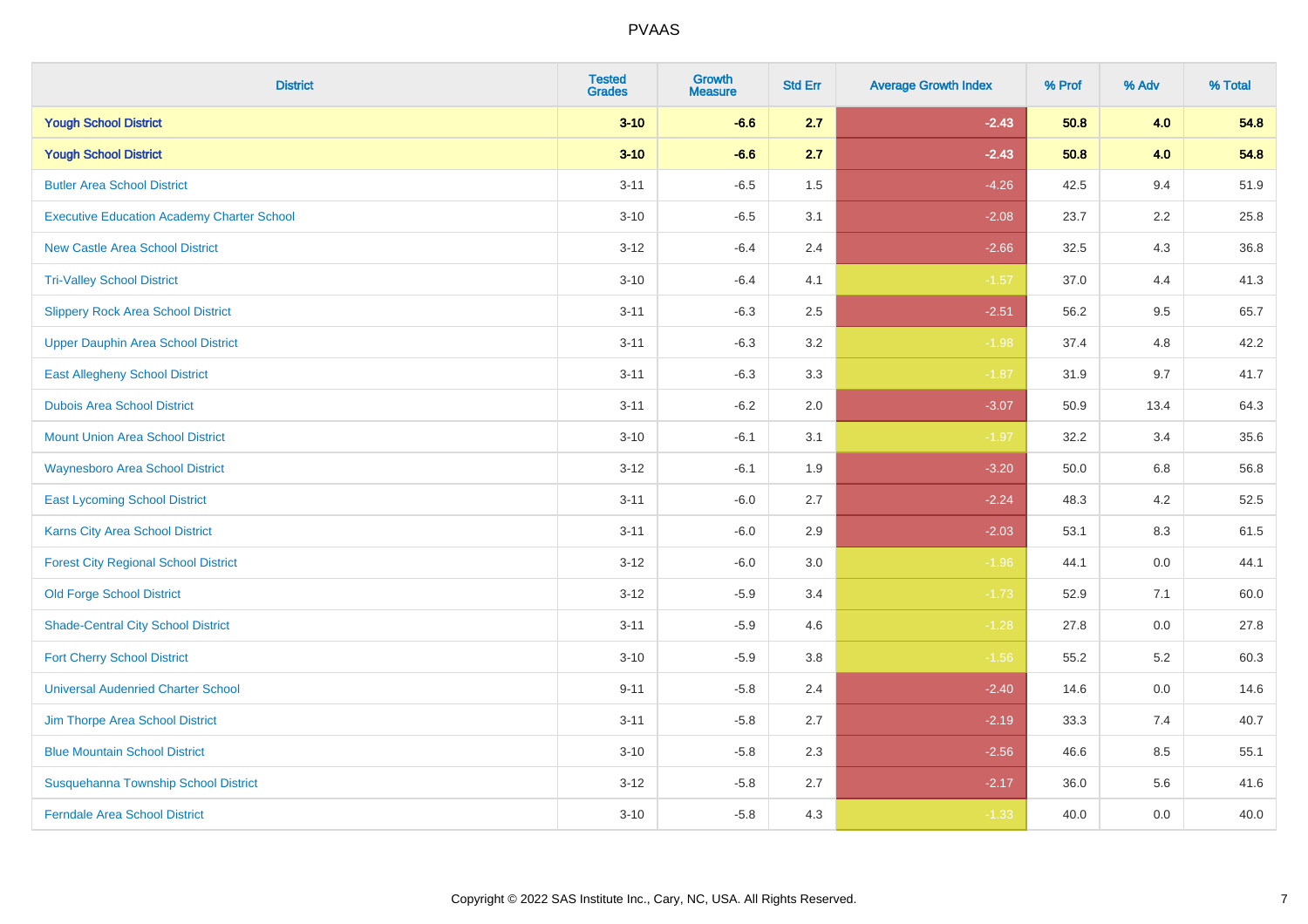# PVAAS

| District | Tested Grades | Growth Measure | Std Err | Average Growth Index | % Prof | % Adv | % Total |
|---|---|---|---|---|---|---|---|
| **Yough School District** | **3-10** | **-6.6** | **2.7** | **-2.43** | **50.8** | **4.0** | **54.8** |
| **Yough School District** | **3-10** | **-6.6** | **2.7** | **-2.43** | **50.8** | **4.0** | **54.8** |
| Butler Area School District | 3-11 | -6.5 | 1.5 | -4.26 | 42.5 | 9.4 | 51.9 |
| Executive Education Academy Charter School | 3-10 | -6.5 | 3.1 | -2.08 | 23.7 | 2.2 | 25.8 |
| New Castle Area School District | 3-12 | -6.4 | 2.4 | -2.66 | 32.5 | 4.3 | 36.8 |
| Tri-Valley School District | 3-10 | -6.4 | 4.1 | -1.57 | 37.0 | 4.4 | 41.3 |
| Slippery Rock Area School District | 3-11 | -6.3 | 2.5 | -2.51 | 56.2 | 9.5 | 65.7 |
| Upper Dauphin Area School District | 3-11 | -6.3 | 3.2 | -1.98 | 37.4 | 4.8 | 42.2 |
| East Allegheny School District | 3-11 | -6.3 | 3.3 | -1.87 | 31.9 | 9.7 | 41.7 |
| Dubois Area School District | 3-11 | -6.2 | 2.0 | -3.07 | 50.9 | 13.4 | 64.3 |
| Mount Union Area School District | 3-10 | -6.1 | 3.1 | -1.97 | 32.2 | 3.4 | 35.6 |
| Waynesboro Area School District | 3-12 | -6.1 | 1.9 | -3.20 | 50.0 | 6.8 | 56.8 |
| East Lycoming School District | 3-11 | -6.0 | 2.7 | -2.24 | 48.3 | 4.2 | 52.5 |
| Karns City Area School District | 3-11 | -6.0 | 2.9 | -2.03 | 53.1 | 8.3 | 61.5 |
| Forest City Regional School District | 3-12 | -6.0 | 3.0 | -1.96 | 44.1 | 0.0 | 44.1 |
| Old Forge School District | 3-12 | -5.9 | 3.4 | -1.73 | 52.9 | 7.1 | 60.0 |
| Shade-Central City School District | 3-11 | -5.9 | 4.6 | -1.28 | 27.8 | 0.0 | 27.8 |
| Fort Cherry School District | 3-10 | -5.9 | 3.8 | -1.56 | 55.2 | 5.2 | 60.3 |
| Universal Audenried Charter School | 9-11 | -5.8 | 2.4 | -2.40 | 14.6 | 0.0 | 14.6 |
| Jim Thorpe Area School District | 3-11 | -5.8 | 2.7 | -2.19 | 33.3 | 7.4 | 40.7 |
| Blue Mountain School District | 3-10 | -5.8 | 2.3 | -2.56 | 46.6 | 8.5 | 55.1 |
| Susquehanna Township School District | 3-12 | -5.8 | 2.7 | -2.17 | 36.0 | 5.6 | 41.6 |
| Ferndale Area School District | 3-10 | -5.8 | 4.3 | -1.33 | 40.0 | 0.0 | 40.0 |

Copyright © 2022 SAS Institute Inc., Cary, NC, USA. All Rights Reserved.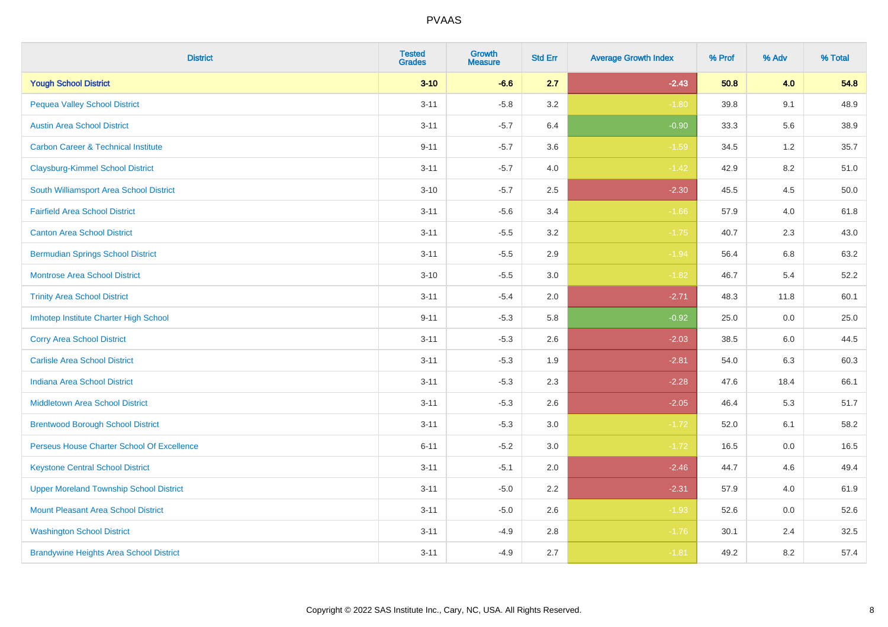# PVAAS

| District | Tested Grades | Growth Measure | Std Err | Average Growth Index | % Prof | % Adv | % Total |
|---|---|---|---|---|---|---|---|
| **Yough School District** | **3-10** | **-6.6** | **2.7** | **-2.43** | **50.8** | **4.0** | **54.8** |
| Pequea Valley School District | 3-11 | -5.8 | 3.2 | -1.80 | 39.8 | 9.1 | 48.9 |
| Austin Area School District | 3-11 | -5.7 | 6.4 | -0.90 | 33.3 | 5.6 | 38.9 |
| Carbon Career & Technical Institute | 9-11 | -5.7 | 3.6 | -1.59 | 34.5 | 1.2 | 35.7 |
| Claysburg-Kimmel School District | 3-11 | -5.7 | 4.0 | -1.42 | 42.9 | 8.2 | 51.0 |
| South Williamsport Area School District | 3-10 | -5.7 | 2.5 | -2.30 | 45.5 | 4.5 | 50.0 |
| Fairfield Area School District | 3-11 | -5.6 | 3.4 | -1.66 | 57.9 | 4.0 | 61.8 |
| Canton Area School District | 3-11 | -5.5 | 3.2 | -1.75 | 40.7 | 2.3 | 43.0 |
| Bermudian Springs School District | 3-11 | -5.5 | 2.9 | -1.94 | 56.4 | 6.8 | 63.2 |
| Montrose Area School District | 3-10 | -5.5 | 3.0 | -1.82 | 46.7 | 5.4 | 52.2 |
| Trinity Area School District | 3-11 | -5.4 | 2.0 | -2.71 | 48.3 | 11.8 | 60.1 |
| Imhotep Institute Charter High School | 9-11 | -5.3 | 5.8 | -0.92 | 25.0 | 0.0 | 25.0 |
| Corry Area School District | 3-11 | -5.3 | 2.6 | -2.03 | 38.5 | 6.0 | 44.5 |
| Carlisle Area School District | 3-11 | -5.3 | 1.9 | -2.81 | 54.0 | 6.3 | 60.3 |
| Indiana Area School District | 3-11 | -5.3 | 2.3 | -2.28 | 47.6 | 18.4 | 66.1 |
| Middletown Area School District | 3-11 | -5.3 | 2.6 | -2.05 | 46.4 | 5.3 | 51.7 |
| Brentwood Borough School District | 3-11 | -5.3 | 3.0 | -1.72 | 52.0 | 6.1 | 58.2 |
| Perseus House Charter School Of Excellence | 6-11 | -5.2 | 3.0 | -1.72 | 16.5 | 0.0 | 16.5 |
| Keystone Central School District | 3-11 | -5.1 | 2.0 | -2.46 | 44.7 | 4.6 | 49.4 |
| Upper Moreland Township School District | 3-11 | -5.0 | 2.2 | -2.31 | 57.9 | 4.0 | 61.9 |
| Mount Pleasant Area School District | 3-11 | -5.0 | 2.6 | -1.93 | 52.6 | 0.0 | 52.6 |
| Washington School District | 3-11 | -4.9 | 2.8 | -1.76 | 30.1 | 2.4 | 32.5 |
| Brandywine Heights Area School District | 3-11 | -4.9 | 2.7 | -1.81 | 49.2 | 8.2 | 57.4 |

Copyright © 2022 SAS Institute Inc., Cary, NC, USA. All Rights Reserved.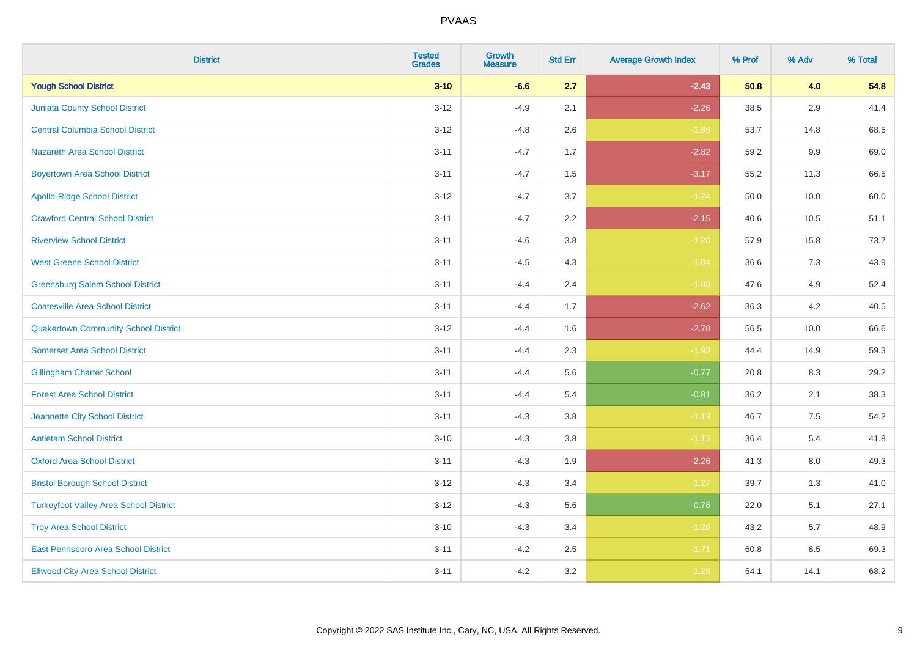# PVAAS

| District | Tested Grades | Growth Measure | Std Err | Average Growth Index | % Prof | % Adv | % Total |
|---|---|---|---|---|---|---|---|
| **Yough School District** | **3-10** | **-6.6** | **2.7** | **-2.43** | **50.8** | **4.0** | **54.8** |
| Juniata County School District | 3-12 | -4.9 | 2.1 | -2.26 | 38.5 | 2.9 | 41.4 |
| Central Columbia School District | 3-12 | -4.8 | 2.6 | -1.86 | 53.7 | 14.8 | 68.5 |
| Nazareth Area School District | 3-11 | -4.7 | 1.7 | -2.82 | 59.2 | 9.9 | 69.0 |
| Boyertown Area School District | 3-11 | -4.7 | 1.5 | -3.17 | 55.2 | 11.3 | 66.5 |
| Apollo-Ridge School District | 3-12 | -4.7 | 3.7 | -1.24 | 50.0 | 10.0 | 60.0 |
| Crawford Central School District | 3-11 | -4.7 | 2.2 | -2.15 | 40.6 | 10.5 | 51.1 |
| Riverview School District | 3-11 | -4.6 | 3.8 | -1.20 | 57.9 | 15.8 | 73.7 |
| West Greene School District | 3-11 | -4.5 | 4.3 | -1.04 | 36.6 | 7.3 | 43.9 |
| Greensburg Salem School District | 3-11 | -4.4 | 2.4 | -1.88 | 47.6 | 4.9 | 52.4 |
| Coatesville Area School District | 3-11 | -4.4 | 1.7 | -2.62 | 36.3 | 4.2 | 40.5 |
| Quakertown Community School District | 3-12 | -4.4 | 1.6 | -2.70 | 56.5 | 10.0 | 66.6 |
| Somerset Area School District | 3-11 | -4.4 | 2.3 | -1.93 | 44.4 | 14.9 | 59.3 |
| Gillingham Charter School | 3-11 | -4.4 | 5.6 | -0.77 | 20.8 | 8.3 | 29.2 |
| Forest Area School District | 3-11 | -4.4 | 5.4 | -0.81 | 36.2 | 2.1 | 38.3 |
| Jeannette City School District | 3-11 | -4.3 | 3.8 | -1.13 | 46.7 | 7.5 | 54.2 |
| Antietam School District | 3-10 | -4.3 | 3.8 | -1.13 | 36.4 | 5.4 | 41.8 |
| Oxford Area School District | 3-11 | -4.3 | 1.9 | -2.26 | 41.3 | 8.0 | 49.3 |
| Bristol Borough School District | 3-12 | -4.3 | 3.4 | -1.27 | 39.7 | 1.3 | 41.0 |
| Turkeyfoot Valley Area School District | 3-12 | -4.3 | 5.6 | -0.76 | 22.0 | 5.1 | 27.1 |
| Troy Area School District | 3-10 | -4.3 | 3.4 | -1.26 | 43.2 | 5.7 | 48.9 |
| East Pennsboro Area School District | 3-11 | -4.2 | 2.5 | -1.71 | 60.8 | 8.5 | 69.3 |
| Ellwood City Area School District | 3-11 | -4.2 | 3.2 | -1.29 | 54.1 | 14.1 | 68.2 |

Copyright © 2022 SAS Institute Inc., Cary, NC, USA. All Rights Reserved.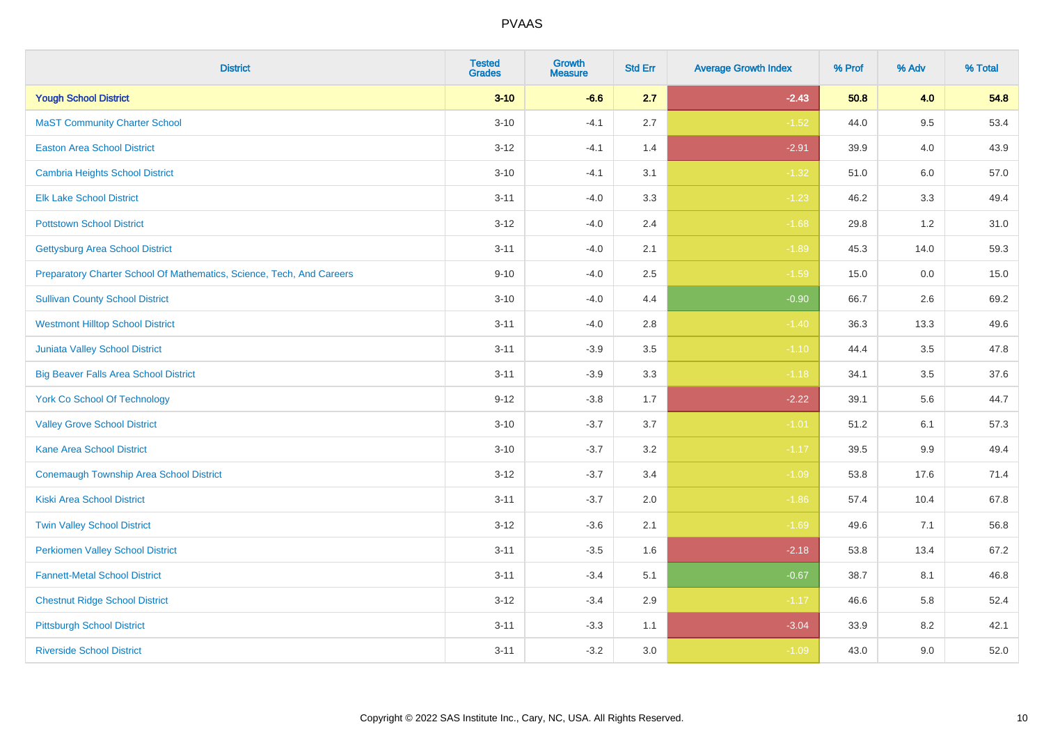PVAAS

| District | Tested Grades | Growth Measure | Std Err | Average Growth Index | % Prof | % Adv | % Total |
|---|---|---|---|---|---|---|---|
| **Yough School District** | **3-10** | **-6.6** | **2.7** | **-2.43** | **50.8** | **4.0** | **54.8** |
| MaST Community Charter School | 3-10 | -4.1 | 2.7 | -1.52 | 44.0 | 9.5 | 53.4 |
| Easton Area School District | 3-12 | -4.1 | 1.4 | -2.91 | 39.9 | 4.0 | 43.9 |
| Cambria Heights School District | 3-10 | -4.1 | 3.1 | -1.32 | 51.0 | 6.0 | 57.0 |
| Elk Lake School District | 3-11 | -4.0 | 3.3 | -1.23 | 46.2 | 3.3 | 49.4 |
| Pottstown School District | 3-12 | -4.0 | 2.4 | -1.68 | 29.8 | 1.2 | 31.0 |
| Gettysburg Area School District | 3-11 | -4.0 | 2.1 | -1.89 | 45.3 | 14.0 | 59.3 |
| Preparatory Charter School Of Mathematics, Science, Tech, And Careers | 9-10 | -4.0 | 2.5 | -1.59 | 15.0 | 0.0 | 15.0 |
| Sullivan County School District | 3-10 | -4.0 | 4.4 | -0.90 | 66.7 | 2.6 | 69.2 |
| Westmont Hilltop School District | 3-11 | -4.0 | 2.8 | -1.40 | 36.3 | 13.3 | 49.6 |
| Juniata Valley School District | 3-11 | -3.9 | 3.5 | -1.10 | 44.4 | 3.5 | 47.8 |
| Big Beaver Falls Area School District | 3-11 | -3.9 | 3.3 | -1.18 | 34.1 | 3.5 | 37.6 |
| York Co School Of Technology | 9-12 | -3.8 | 1.7 | -2.22 | 39.1 | 5.6 | 44.7 |
| Valley Grove School District | 3-10 | -3.7 | 3.7 | -1.01 | 51.2 | 6.1 | 57.3 |
| Kane Area School District | 3-10 | -3.7 | 3.2 | -1.17 | 39.5 | 9.9 | 49.4 |
| Conemaugh Township Area School District | 3-12 | -3.7 | 3.4 | -1.09 | 53.8 | 17.6 | 71.4 |
| Kiski Area School District | 3-11 | -3.7 | 2.0 | -1.86 | 57.4 | 10.4 | 67.8 |
| Twin Valley School District | 3-12 | -3.6 | 2.1 | -1.69 | 49.6 | 7.1 | 56.8 |
| Perkiomen Valley School District | 3-11 | -3.5 | 1.6 | -2.18 | 53.8 | 13.4 | 67.2 |
| Fannett-Metal School District | 3-11 | -3.4 | 5.1 | -0.67 | 38.7 | 8.1 | 46.8 |
| Chestnut Ridge School District | 3-12 | -3.4 | 2.9 | -1.17 | 46.6 | 5.8 | 52.4 |
| Pittsburgh School District | 3-11 | -3.3 | 1.1 | -3.04 | 33.9 | 8.2 | 42.1 |
| Riverside School District | 3-11 | -3.2 | 3.0 | -1.09 | 43.0 | 9.0 | 52.0 |

Copyright © 2022 SAS Institute Inc., Cary, NC, USA. All Rights Reserved.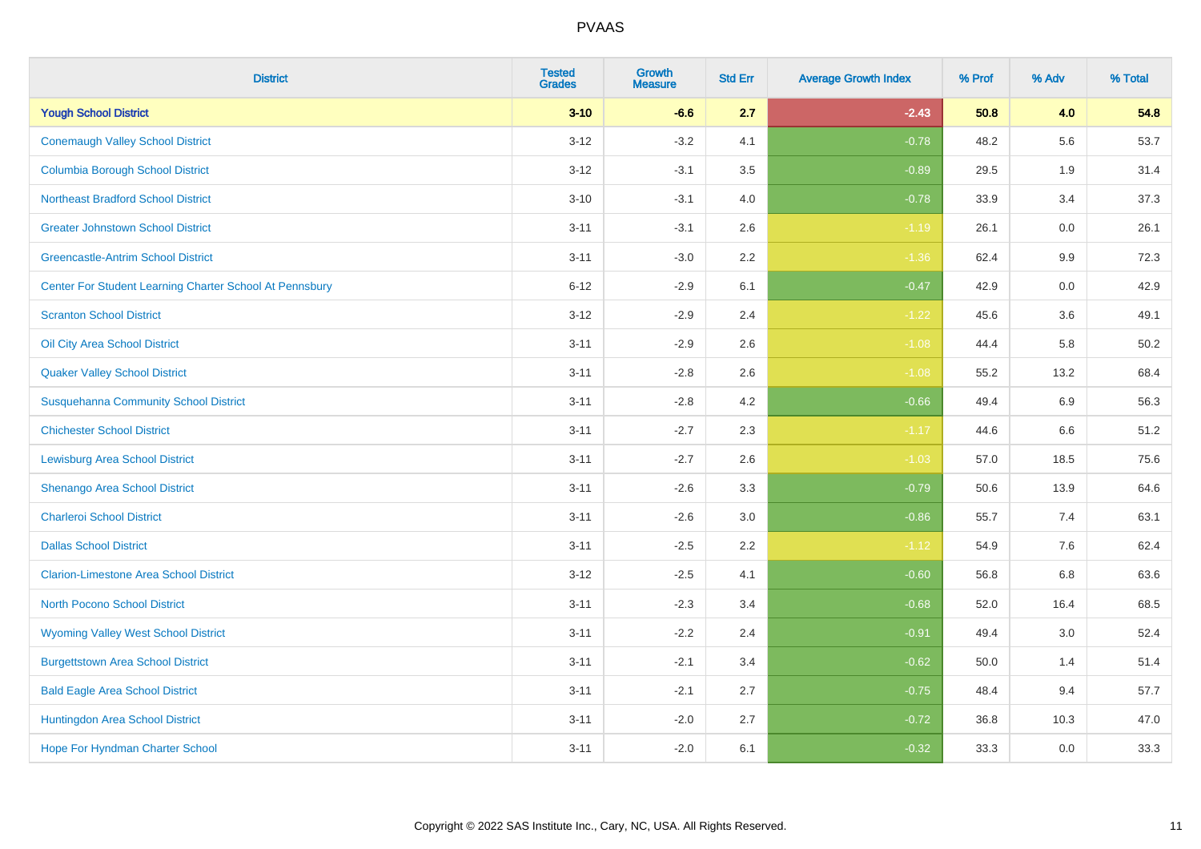| District | Tested Grades | Growth Measure | Std Err | Average Growth Index | % Prof | % Adv | % Total |
|---|---|---|---|---|---|---|---|
| **Yough School District** | **3-10** | **-6.6** | **2.7** | **-2.43** | **50.8** | **4.0** | **54.8** |
| Conemaugh Valley School District | 3-12 | -3.2 | 4.1 | -0.78 | 48.2 | 5.6 | 53.7 |
| Columbia Borough School District | 3-12 | -3.1 | 3.5 | -0.89 | 29.5 | 1.9 | 31.4 |
| Northeast Bradford School District | 3-10 | -3.1 | 4.0 | -0.78 | 33.9 | 3.4 | 37.3 |
| Greater Johnstown School District | 3-11 | -3.1 | 2.6 | -1.19 | 26.1 | 0.0 | 26.1 |
| Greencastle-Antrim School District | 3-11 | -3.0 | 2.2 | -1.36 | 62.4 | 9.9 | 72.3 |
| Center For Student Learning Charter School At Pennsbury | 6-12 | -2.9 | 6.1 | -0.47 | 42.9 | 0.0 | 42.9 |
| Scranton School District | 3-12 | -2.9 | 2.4 | -1.22 | 45.6 | 3.6 | 49.1 |
| Oil City Area School District | 3-11 | -2.9 | 2.6 | -1.08 | 44.4 | 5.8 | 50.2 |
| Quaker Valley School District | 3-11 | -2.8 | 2.6 | -1.08 | 55.2 | 13.2 | 68.4 |
| Susquehanna Community School District | 3-11 | -2.8 | 4.2 | -0.66 | 49.4 | 6.9 | 56.3 |
| Chichester School District | 3-11 | -2.7 | 2.3 | -1.17 | 44.6 | 6.6 | 51.2 |
| Lewisburg Area School District | 3-11 | -2.7 | 2.6 | -1.03 | 57.0 | 18.5 | 75.6 |
| Shenango Area School District | 3-11 | -2.6 | 3.3 | -0.79 | 50.6 | 13.9 | 64.6 |
| Charleroi School District | 3-11 | -2.6 | 3.0 | -0.86 | 55.7 | 7.4 | 63.1 |
| Dallas School District | 3-11 | -2.5 | 2.2 | -1.12 | 54.9 | 7.6 | 62.4 |
| Clarion-Limestone Area School District | 3-12 | -2.5 | 4.1 | -0.60 | 56.8 | 6.8 | 63.6 |
| North Pocono School District | 3-11 | -2.3 | 3.4 | -0.68 | 52.0 | 16.4 | 68.5 |
| Wyoming Valley West School District | 3-11 | -2.2 | 2.4 | -0.91 | 49.4 | 3.0 | 52.4 |
| Burgettstown Area School District | 3-11 | -2.1 | 3.4 | -0.62 | 50.0 | 1.4 | 51.4 |
| Bald Eagle Area School District | 3-11 | -2.1 | 2.7 | -0.75 | 48.4 | 9.4 | 57.7 |
| Huntingdon Area School District | 3-11 | -2.0 | 2.7 | -0.72 | 36.8 | 10.3 | 47.0 |
| Hope For Hyndman Charter School | 3-11 | -2.0 | 6.1 | -0.32 | 33.3 | 0.0 | 33.3 |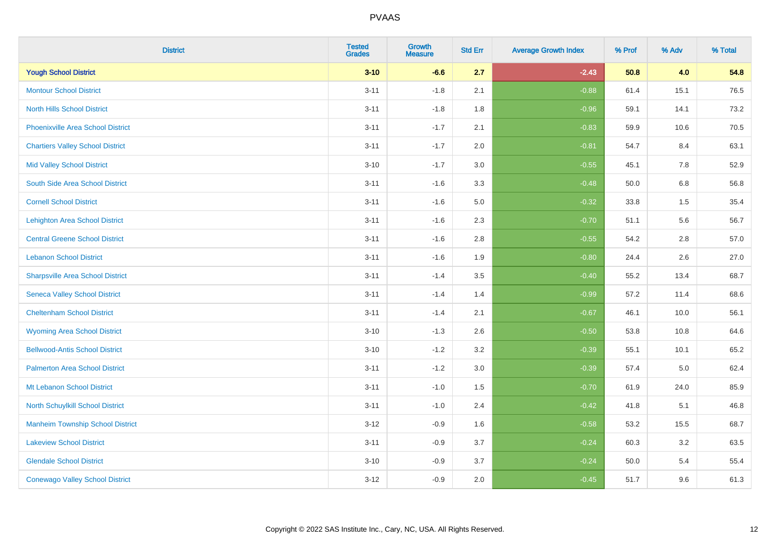| District | Tested Grades | Growth Measure | Std Err | Average Growth Index | % Prof | % Adv | % Total |
|---|---|---|---|---|---|---|---|
| **Yough School District** | **3-10** | **-6.6** | **2.7** | **-2.43** | **50.8** | **4.0** | **54.8** |
| Montour School District | 3-11 | -1.8 | 2.1 | -0.88 | 61.4 | 15.1 | 76.5 |
| North Hills School District | 3-11 | -1.8 | 1.8 | -0.96 | 59.1 | 14.1 | 73.2 |
| Phoenixville Area School District | 3-11 | -1.7 | 2.1 | -0.83 | 59.9 | 10.6 | 70.5 |
| Chartiers Valley School District | 3-11 | -1.7 | 2.0 | -0.81 | 54.7 | 8.4 | 63.1 |
| Mid Valley School District | 3-10 | -1.7 | 3.0 | -0.55 | 45.1 | 7.8 | 52.9 |
| South Side Area School District | 3-11 | -1.6 | 3.3 | -0.48 | 50.0 | 6.8 | 56.8 |
| Cornell School District | 3-11 | -1.6 | 5.0 | -0.32 | 33.8 | 1.5 | 35.4 |
| Lehighton Area School District | 3-11 | -1.6 | 2.3 | -0.70 | 51.1 | 5.6 | 56.7 |
| Central Greene School District | 3-11 | -1.6 | 2.8 | -0.55 | 54.2 | 2.8 | 57.0 |
| Lebanon School District | 3-11 | -1.6 | 1.9 | -0.80 | 24.4 | 2.6 | 27.0 |
| Sharpsville Area School District | 3-11 | -1.4 | 3.5 | -0.40 | 55.2 | 13.4 | 68.7 |
| Seneca Valley School District | 3-11 | -1.4 | 1.4 | -0.99 | 57.2 | 11.4 | 68.6 |
| Cheltenham School District | 3-11 | -1.4 | 2.1 | -0.67 | 46.1 | 10.0 | 56.1 |
| Wyoming Area School District | 3-10 | -1.3 | 2.6 | -0.50 | 53.8 | 10.8 | 64.6 |
| Bellwood-Antis School District | 3-10 | -1.2 | 3.2 | -0.39 | 55.1 | 10.1 | 65.2 |
| Palmerton Area School District | 3-11 | -1.2 | 3.0 | -0.39 | 57.4 | 5.0 | 62.4 |
| Mt Lebanon School District | 3-11 | -1.0 | 1.5 | -0.70 | 61.9 | 24.0 | 85.9 |
| North Schuylkill School District | 3-11 | -1.0 | 2.4 | -0.42 | 41.8 | 5.1 | 46.8 |
| Manheim Township School District | 3-12 | -0.9 | 1.6 | -0.58 | 53.2 | 15.5 | 68.7 |
| Lakeview School District | 3-11 | -0.9 | 3.7 | -0.24 | 60.3 | 3.2 | 63.5 |
| Glendale School District | 3-10 | -0.9 | 3.7 | -0.24 | 50.0 | 5.4 | 55.4 |
| Conewago Valley School District | 3-12 | -0.9 | 2.0 | -0.45 | 51.7 | 9.6 | 61.3 |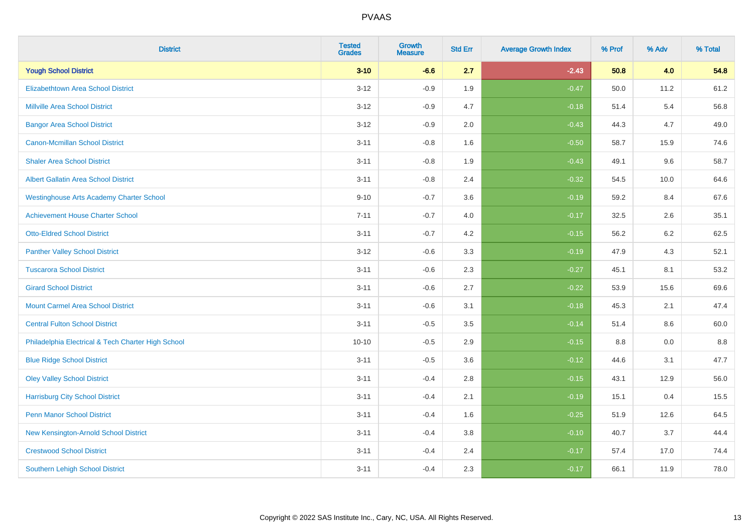| District | Tested Grades | Growth Measure | Std Err | Average Growth Index | % Prof | % Adv | % Total |
|---|---|---|---|---|---|---|---|
| **Yough School District** | **3-10** | **-6.6** | **2.7** | **-2.43** | **50.8** | **4.0** | **54.8** |
| Elizabethtown Area School District | 3-12 | -0.9 | 1.9 | -0.47 | 50.0 | 11.2 | 61.2 |
| Millville Area School District | 3-12 | -0.9 | 4.7 | -0.18 | 51.4 | 5.4 | 56.8 |
| Bangor Area School District | 3-12 | -0.9 | 2.0 | -0.43 | 44.3 | 4.7 | 49.0 |
| Canon-Mcmillan School District | 3-11 | -0.8 | 1.6 | -0.50 | 58.7 | 15.9 | 74.6 |
| Shaler Area School District | 3-11 | -0.8 | 1.9 | -0.43 | 49.1 | 9.6 | 58.7 |
| Albert Gallatin Area School District | 3-11 | -0.8 | 2.4 | -0.32 | 54.5 | 10.0 | 64.6 |
| Westinghouse Arts Academy Charter School | 9-10 | -0.7 | 3.6 | -0.19 | 59.2 | 8.4 | 67.6 |
| Achievement House Charter School | 7-11 | -0.7 | 4.0 | -0.17 | 32.5 | 2.6 | 35.1 |
| Otto-Eldred School District | 3-11 | -0.7 | 4.2 | -0.15 | 56.2 | 6.2 | 62.5 |
| Panther Valley School District | 3-12 | -0.6 | 3.3 | -0.19 | 47.9 | 4.3 | 52.1 |
| Tuscarora School District | 3-11 | -0.6 | 2.3 | -0.27 | 45.1 | 8.1 | 53.2 |
| Girard School District | 3-11 | -0.6 | 2.7 | -0.22 | 53.9 | 15.6 | 69.6 |
| Mount Carmel Area School District | 3-11 | -0.6 | 3.1 | -0.18 | 45.3 | 2.1 | 47.4 |
| Central Fulton School District | 3-11 | -0.5 | 3.5 | -0.14 | 51.4 | 8.6 | 60.0 |
| Philadelphia Electrical & Tech Charter High School | 10-10 | -0.5 | 2.9 | -0.15 | 8.8 | 0.0 | 8.8 |
| Blue Ridge School District | 3-11 | -0.5 | 3.6 | -0.12 | 44.6 | 3.1 | 47.7 |
| Oley Valley School District | 3-11 | -0.4 | 2.8 | -0.15 | 43.1 | 12.9 | 56.0 |
| Harrisburg City School District | 3-11 | -0.4 | 2.1 | -0.19 | 15.1 | 0.4 | 15.5 |
| Penn Manor School District | 3-11 | -0.4 | 1.6 | -0.25 | 51.9 | 12.6 | 64.5 |
| New Kensington-Arnold School District | 3-11 | -0.4 | 3.8 | -0.10 | 40.7 | 3.7 | 44.4 |
| Crestwood School District | 3-11 | -0.4 | 2.4 | -0.17 | 57.4 | 17.0 | 74.4 |
| Southern Lehigh School District | 3-11 | -0.4 | 2.3 | -0.17 | 66.1 | 11.9 | 78.0 |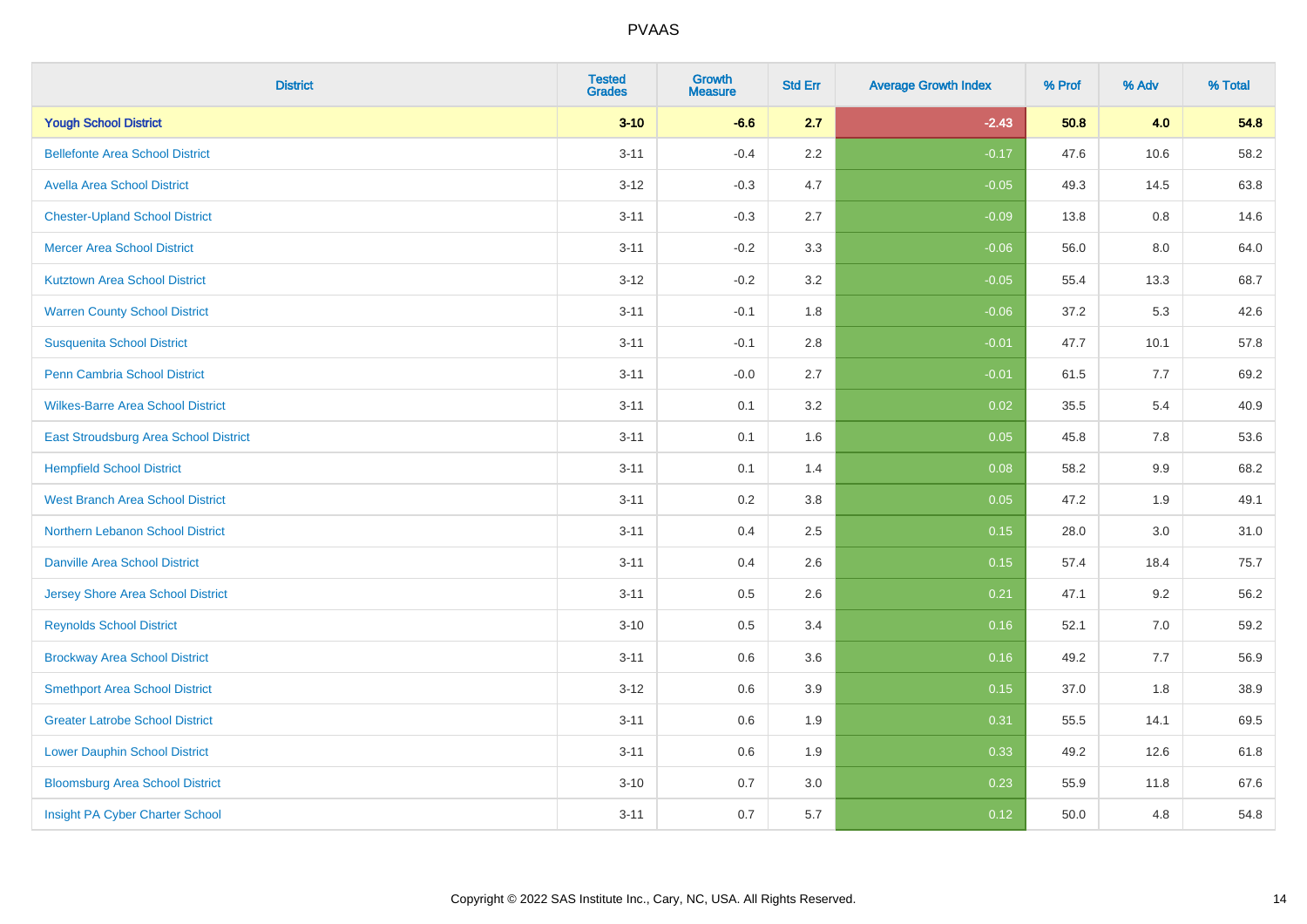# PVAAS

| District | Tested Grades | Growth Measure | Std Err | Average Growth Index | % Prof | % Adv | % Total |
|---|---|---|---|---|---|---|---|
| **Yough School District** | **3-10** | **-6.6** | **2.7** | **-2.43** | **50.8** | **4.0** | **54.8** |
| Bellefonte Area School District | 3-11 | -0.4 | 2.2 | -0.17 | 47.6 | 10.6 | 58.2 |
| Avella Area School District | 3-12 | -0.3 | 4.7 | -0.05 | 49.3 | 14.5 | 63.8 |
| Chester-Upland School District | 3-11 | -0.3 | 2.7 | -0.09 | 13.8 | 0.8 | 14.6 |
| Mercer Area School District | 3-11 | -0.2 | 3.3 | -0.06 | 56.0 | 8.0 | 64.0 |
| Kutztown Area School District | 3-12 | -0.2 | 3.2 | -0.05 | 55.4 | 13.3 | 68.7 |
| Warren County School District | 3-11 | -0.1 | 1.8 | -0.06 | 37.2 | 5.3 | 42.6 |
| Susquenita School District | 3-11 | -0.1 | 2.8 | -0.01 | 47.7 | 10.1 | 57.8 |
| Penn Cambria School District | 3-11 | -0.0 | 2.7 | -0.01 | 61.5 | 7.7 | 69.2 |
| Wilkes-Barre Area School District | 3-11 | 0.1 | 3.2 | 0.02 | 35.5 | 5.4 | 40.9 |
| East Stroudsburg Area School District | 3-11 | 0.1 | 1.6 | 0.05 | 45.8 | 7.8 | 53.6 |
| Hempfield School District | 3-11 | 0.1 | 1.4 | 0.08 | 58.2 | 9.9 | 68.2 |
| West Branch Area School District | 3-11 | 0.2 | 3.8 | 0.05 | 47.2 | 1.9 | 49.1 |
| Northern Lebanon School District | 3-11 | 0.4 | 2.5 | 0.15 | 28.0 | 3.0 | 31.0 |
| Danville Area School District | 3-11 | 0.4 | 2.6 | 0.15 | 57.4 | 18.4 | 75.7 |
| Jersey Shore Area School District | 3-11 | 0.5 | 2.6 | 0.21 | 47.1 | 9.2 | 56.2 |
| Reynolds School District | 3-10 | 0.5 | 3.4 | 0.16 | 52.1 | 7.0 | 59.2 |
| Brockway Area School District | 3-11 | 0.6 | 3.6 | 0.16 | 49.2 | 7.7 | 56.9 |
| Smethport Area School District | 3-12 | 0.6 | 3.9 | 0.15 | 37.0 | 1.8 | 38.9 |
| Greater Latrobe School District | 3-11 | 0.6 | 1.9 | 0.31 | 55.5 | 14.1 | 69.5 |
| Lower Dauphin School District | 3-11 | 0.6 | 1.9 | 0.33 | 49.2 | 12.6 | 61.8 |
| Bloomsburg Area School District | 3-10 | 0.7 | 3.0 | 0.23 | 55.9 | 11.8 | 67.6 |
| Insight PA Cyber Charter School | 3-11 | 0.7 | 5.7 | 0.12 | 50.0 | 4.8 | 54.8 |

Copyright © 2022 SAS Institute Inc., Cary, NC, USA. All Rights Reserved.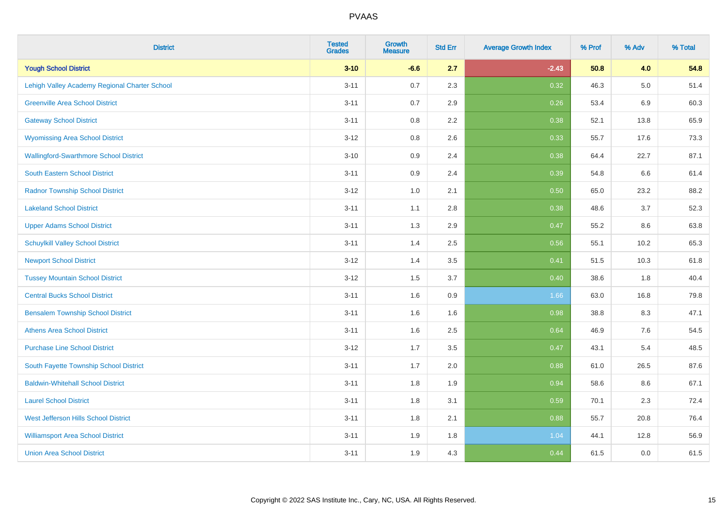# PVAAS

| District | Tested Grades | Growth Measure | Std Err | Average Growth Index | % Prof | % Adv | % Total |
|---|---|---|---|---|---|---|---|
| **Yough School District** | **3-10** | **-6.6** | **2.7** | **-2.43** | **50.8** | **4.0** | **54.8** |
| Lehigh Valley Academy Regional Charter School | 3-11 | 0.7 | 2.3 | 0.32 | 46.3 | 5.0 | 51.4 |
| Greenville Area School District | 3-11 | 0.7 | 2.9 | 0.26 | 53.4 | 6.9 | 60.3 |
| Gateway School District | 3-11 | 0.8 | 2.2 | 0.38 | 52.1 | 13.8 | 65.9 |
| Wyomissing Area School District | 3-12 | 0.8 | 2.6 | 0.33 | 55.7 | 17.6 | 73.3 |
| Wallingford-Swarthmore School District | 3-10 | 0.9 | 2.4 | 0.38 | 64.4 | 22.7 | 87.1 |
| South Eastern School District | 3-11 | 0.9 | 2.4 | 0.39 | 54.8 | 6.6 | 61.4 |
| Radnor Township School District | 3-12 | 1.0 | 2.1 | 0.50 | 65.0 | 23.2 | 88.2 |
| Lakeland School District | 3-11 | 1.1 | 2.8 | 0.38 | 48.6 | 3.7 | 52.3 |
| Upper Adams School District | 3-11 | 1.3 | 2.9 | 0.47 | 55.2 | 8.6 | 63.8 |
| Schuylkill Valley School District | 3-11 | 1.4 | 2.5 | 0.56 | 55.1 | 10.2 | 65.3 |
| Newport School District | 3-12 | 1.4 | 3.5 | 0.41 | 51.5 | 10.3 | 61.8 |
| Tussey Mountain School District | 3-12 | 1.5 | 3.7 | 0.40 | 38.6 | 1.8 | 40.4 |
| Central Bucks School District | 3-11 | 1.6 | 0.9 | 1.66 | 63.0 | 16.8 | 79.8 |
| Bensalem Township School District | 3-11 | 1.6 | 1.6 | 0.98 | 38.8 | 8.3 | 47.1 |
| Athens Area School District | 3-11 | 1.6 | 2.5 | 0.64 | 46.9 | 7.6 | 54.5 |
| Purchase Line School District | 3-12 | 1.7 | 3.5 | 0.47 | 43.1 | 5.4 | 48.5 |
| South Fayette Township School District | 3-11 | 1.7 | 2.0 | 0.88 | 61.0 | 26.5 | 87.6 |
| Baldwin-Whitehall School District | 3-11 | 1.8 | 1.9 | 0.94 | 58.6 | 8.6 | 67.1 |
| Laurel School District | 3-11 | 1.8 | 3.1 | 0.59 | 70.1 | 2.3 | 72.4 |
| West Jefferson Hills School District | 3-11 | 1.8 | 2.1 | 0.88 | 55.7 | 20.8 | 76.4 |
| Williamsport Area School District | 3-11 | 1.9 | 1.8 | 1.04 | 44.1 | 12.8 | 56.9 |
| Union Area School District | 3-11 | 1.9 | 4.3 | 0.44 | 61.5 | 0.0 | 61.5 |

Copyright © 2022 SAS Institute Inc., Cary, NC, USA. All Rights Reserved.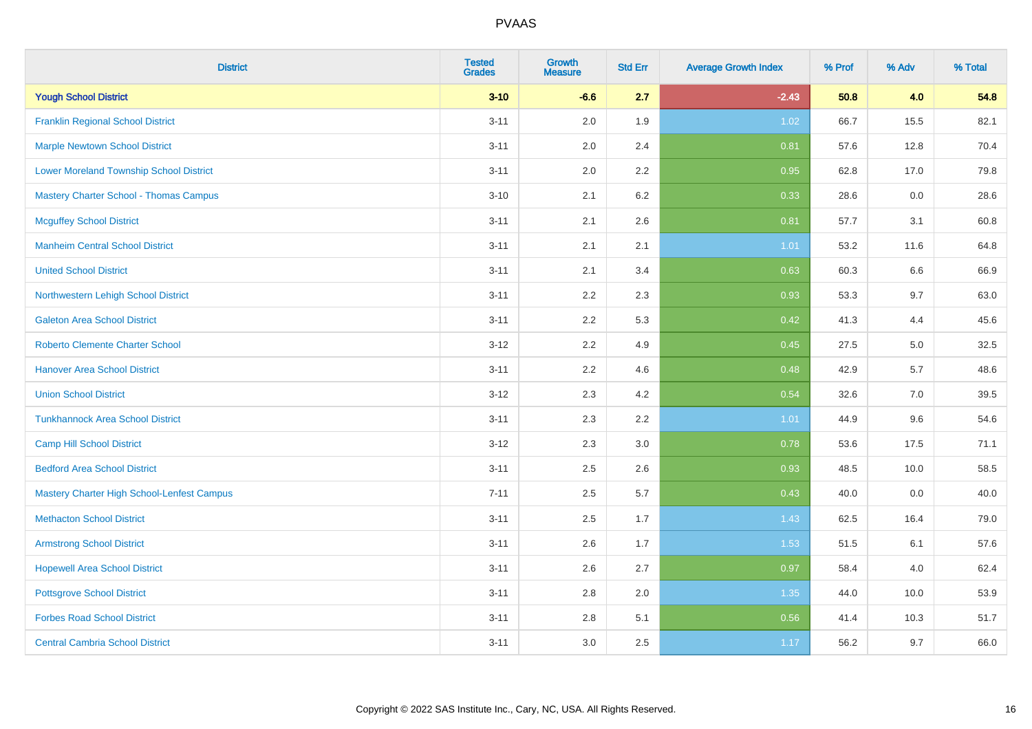| District | Tested Grades | Growth Measure | Std Err | Average Growth Index | % Prof | % Adv | % Total |
|---|---|---|---|---|---|---|---|
| **Yough School District** | **3-10** | **-6.6** | **2.7** | **-2.43** | **50.8** | **4.0** | **54.8** |
| Franklin Regional School District | 3-11 | 2.0 | 1.9 | 1.02 | 66.7 | 15.5 | 82.1 |
| Marple Newtown School District | 3-11 | 2.0 | 2.4 | 0.81 | 57.6 | 12.8 | 70.4 |
| Lower Moreland Township School District | 3-11 | 2.0 | 2.2 | 0.95 | 62.8 | 17.0 | 79.8 |
| Mastery Charter School - Thomas Campus | 3-10 | 2.1 | 6.2 | 0.33 | 28.6 | 0.0 | 28.6 |
| Mcguffey School District | 3-11 | 2.1 | 2.6 | 0.81 | 57.7 | 3.1 | 60.8 |
| Manheim Central School District | 3-11 | 2.1 | 2.1 | 1.01 | 53.2 | 11.6 | 64.8 |
| United School District | 3-11 | 2.1 | 3.4 | 0.63 | 60.3 | 6.6 | 66.9 |
| Northwestern Lehigh School District | 3-11 | 2.2 | 2.3 | 0.93 | 53.3 | 9.7 | 63.0 |
| Galeton Area School District | 3-11 | 2.2 | 5.3 | 0.42 | 41.3 | 4.4 | 45.6 |
| Roberto Clemente Charter School | 3-12 | 2.2 | 4.9 | 0.45 | 27.5 | 5.0 | 32.5 |
| Hanover Area School District | 3-11 | 2.2 | 4.6 | 0.48 | 42.9 | 5.7 | 48.6 |
| Union School District | 3-12 | 2.3 | 4.2 | 0.54 | 32.6 | 7.0 | 39.5 |
| Tunkhannock Area School District | 3-11 | 2.3 | 2.2 | 1.01 | 44.9 | 9.6 | 54.6 |
| Camp Hill School District | 3-12 | 2.3 | 3.0 | 0.78 | 53.6 | 17.5 | 71.1 |
| Bedford Area School District | 3-11 | 2.5 | 2.6 | 0.93 | 48.5 | 10.0 | 58.5 |
| Mastery Charter High School-Lenfest Campus | 7-11 | 2.5 | 5.7 | 0.43 | 40.0 | 0.0 | 40.0 |
| Methacton School District | 3-11 | 2.5 | 1.7 | 1.43 | 62.5 | 16.4 | 79.0 |
| Armstrong School District | 3-11 | 2.6 | 1.7 | 1.53 | 51.5 | 6.1 | 57.6 |
| Hopewell Area School District | 3-11 | 2.6 | 2.7 | 0.97 | 58.4 | 4.0 | 62.4 |
| Pottsgrove School District | 3-11 | 2.8 | 2.0 | 1.35 | 44.0 | 10.0 | 53.9 |
| Forbes Road School District | 3-11 | 2.8 | 5.1 | 0.56 | 41.4 | 10.3 | 51.7 |
| Central Cambria School District | 3-11 | 3.0 | 2.5 | 1.17 | 56.2 | 9.7 | 66.0 |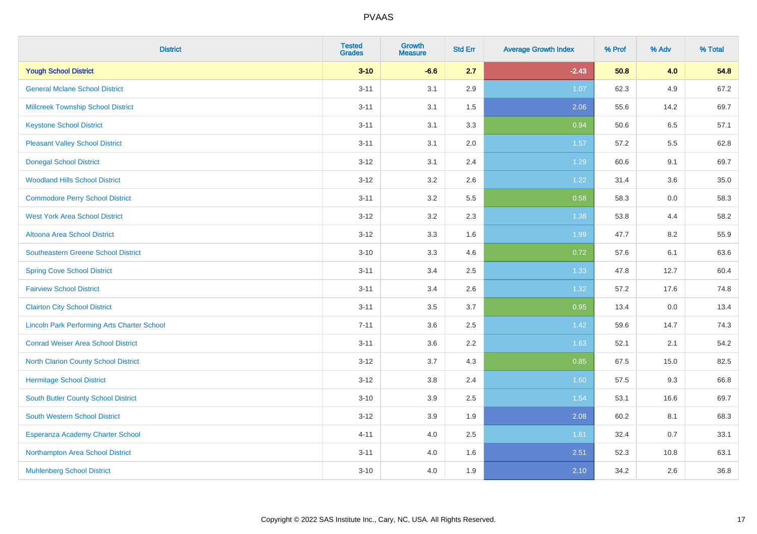| District | Tested Grades | Growth Measure | Std Err | Average Growth Index | % Prof | % Adv | % Total |
|---|---|---|---|---|---|---|---|
| **Yough School District** | **3-10** | **-6.6** | **2.7** | **-2.43** | **50.8** | **4.0** | **54.8** |
| General Mclane School District | 3-11 | 3.1 | 2.9 | 1.07 | 62.3 | 4.9 | 67.2 |
| Millcreek Township School District | 3-11 | 3.1 | 1.5 | 2.06 | 55.6 | 14.2 | 69.7 |
| Keystone School District | 3-11 | 3.1 | 3.3 | 0.94 | 50.6 | 6.5 | 57.1 |
| Pleasant Valley School District | 3-11 | 3.1 | 2.0 | 1.57 | 57.2 | 5.5 | 62.8 |
| Donegal School District | 3-12 | 3.1 | 2.4 | 1.29 | 60.6 | 9.1 | 69.7 |
| Woodland Hills School District | 3-12 | 3.2 | 2.6 | 1.22 | 31.4 | 3.6 | 35.0 |
| Commodore Perry School District | 3-11 | 3.2 | 5.5 | 0.58 | 58.3 | 0.0 | 58.3 |
| West York Area School District | 3-12 | 3.2 | 2.3 | 1.38 | 53.8 | 4.4 | 58.2 |
| Altoona Area School District | 3-12 | 3.3 | 1.6 | 1.99 | 47.7 | 8.2 | 55.9 |
| Southeastern Greene School District | 3-10 | 3.3 | 4.6 | 0.72 | 57.6 | 6.1 | 63.6 |
| Spring Cove School District | 3-11 | 3.4 | 2.5 | 1.33 | 47.8 | 12.7 | 60.4 |
| Fairview School District | 3-11 | 3.4 | 2.6 | 1.32 | 57.2 | 17.6 | 74.8 |
| Clairton City School District | 3-11 | 3.5 | 3.7 | 0.95 | 13.4 | 0.0 | 13.4 |
| Lincoln Park Performing Arts Charter School | 7-11 | 3.6 | 2.5 | 1.42 | 59.6 | 14.7 | 74.3 |
| Conrad Weiser Area School District | 3-11 | 3.6 | 2.2 | 1.63 | 52.1 | 2.1 | 54.2 |
| North Clarion County School District | 3-12 | 3.7 | 4.3 | 0.85 | 67.5 | 15.0 | 82.5 |
| Hermitage School District | 3-12 | 3.8 | 2.4 | 1.60 | 57.5 | 9.3 | 66.8 |
| South Butler County School District | 3-10 | 3.9 | 2.5 | 1.54 | 53.1 | 16.6 | 69.7 |
| South Western School District | 3-12 | 3.9 | 1.9 | 2.08 | 60.2 | 8.1 | 68.3 |
| Esperanza Academy Charter School | 4-11 | 4.0 | 2.5 | 1.61 | 32.4 | 0.7 | 33.1 |
| Northampton Area School District | 3-11 | 4.0 | 1.6 | 2.51 | 52.3 | 10.8 | 63.1 |
| Muhlenberg School District | 3-10 | 4.0 | 1.9 | 2.10 | 34.2 | 2.6 | 36.8 |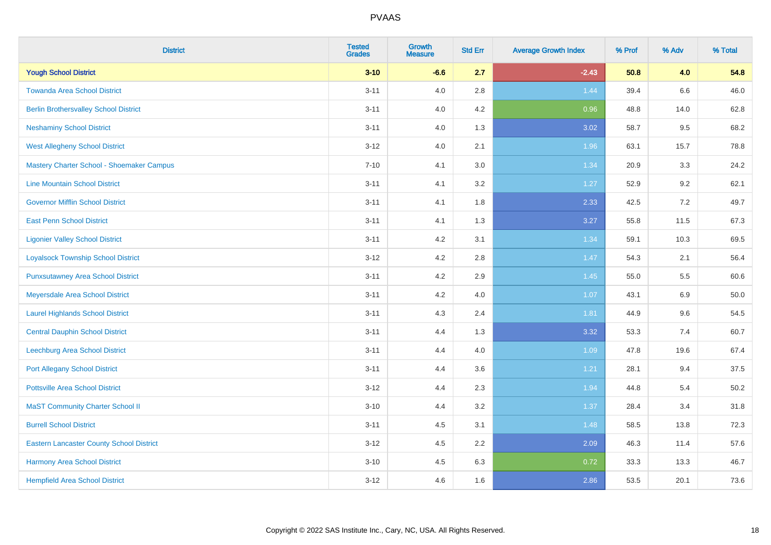PVAAS

| District | Tested Grades | Growth Measure | Std Err | Average Growth Index | % Prof | % Adv | % Total |
|---|---|---|---|---|---|---|---|
| **Yough School District** | **3-10** | **-6.6** | **2.7** | **-2.43** | **50.8** | **4.0** | **54.8** |
| Towanda Area School District | 3-11 | 4.0 | 2.8 | 1.44 | 39.4 | 6.6 | 46.0 |
| Berlin Brothersvalley School District | 3-11 | 4.0 | 4.2 | 0.96 | 48.8 | 14.0 | 62.8 |
| Neshaminy School District | 3-11 | 4.0 | 1.3 | 3.02 | 58.7 | 9.5 | 68.2 |
| West Allegheny School District | 3-12 | 4.0 | 2.1 | 1.96 | 63.1 | 15.7 | 78.8 |
| Mastery Charter School - Shoemaker Campus | 7-10 | 4.1 | 3.0 | 1.34 | 20.9 | 3.3 | 24.2 |
| Line Mountain School District | 3-11 | 4.1 | 3.2 | 1.27 | 52.9 | 9.2 | 62.1 |
| Governor Mifflin School District | 3-11 | 4.1 | 1.8 | 2.33 | 42.5 | 7.2 | 49.7 |
| East Penn School District | 3-11 | 4.1 | 1.3 | 3.27 | 55.8 | 11.5 | 67.3 |
| Ligonier Valley School District | 3-11 | 4.2 | 3.1 | 1.34 | 59.1 | 10.3 | 69.5 |
| Loyalsock Township School District | 3-12 | 4.2 | 2.8 | 1.47 | 54.3 | 2.1 | 56.4 |
| Punxsutawney Area School District | 3-11 | 4.2 | 2.9 | 1.45 | 55.0 | 5.5 | 60.6 |
| Meyersdale Area School District | 3-11 | 4.2 | 4.0 | 1.07 | 43.1 | 6.9 | 50.0 |
| Laurel Highlands School District | 3-11 | 4.3 | 2.4 | 1.81 | 44.9 | 9.6 | 54.5 |
| Central Dauphin School District | 3-11 | 4.4 | 1.3 | 3.32 | 53.3 | 7.4 | 60.7 |
| Leechburg Area School District | 3-11 | 4.4 | 4.0 | 1.09 | 47.8 | 19.6 | 67.4 |
| Port Allegany School District | 3-11 | 4.4 | 3.6 | 1.21 | 28.1 | 9.4 | 37.5 |
| Pottsville Area School District | 3-12 | 4.4 | 2.3 | 1.94 | 44.8 | 5.4 | 50.2 |
| MaST Community Charter School II | 3-10 | 4.4 | 3.2 | 1.37 | 28.4 | 3.4 | 31.8 |
| Burrell School District | 3-11 | 4.5 | 3.1 | 1.48 | 58.5 | 13.8 | 72.3 |
| Eastern Lancaster County School District | 3-12 | 4.5 | 2.2 | 2.09 | 46.3 | 11.4 | 57.6 |
| Harmony Area School District | 3-10 | 4.5 | 6.3 | 0.72 | 33.3 | 13.3 | 46.7 |
| Hempfield Area School District | 3-12 | 4.6 | 1.6 | 2.86 | 53.5 | 20.1 | 73.6 |

Copyright © 2022 SAS Institute Inc., Cary, NC, USA. All Rights Reserved.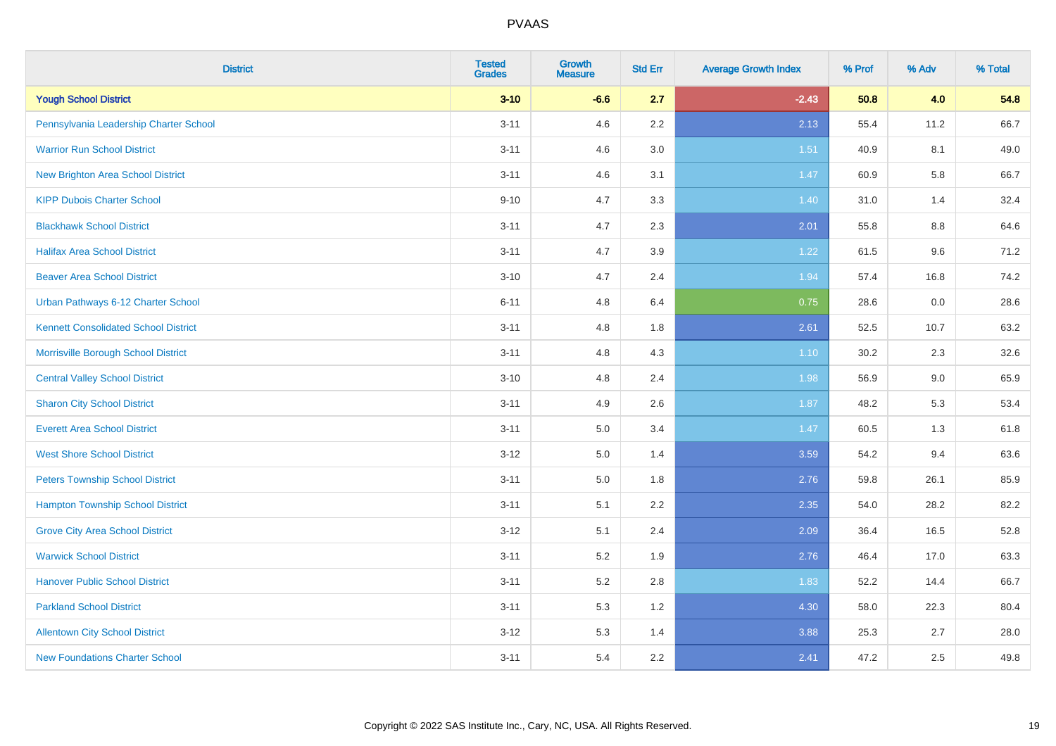| District | Tested Grades | Growth Measure | Std Err | Average Growth Index | % Prof | % Adv | % Total |
|---|---|---|---|---|---|---|---|
| **Yough School District** | **3-10** | **-6.6** | **2.7** | **-2.43** | **50.8** | **4.0** | **54.8** |
| Pennsylvania Leadership Charter School | 3-11 | 4.6 | 2.2 | 2.13 | 55.4 | 11.2 | 66.7 |
| Warrior Run School District | 3-11 | 4.6 | 3.0 | 1.51 | 40.9 | 8.1 | 49.0 |
| New Brighton Area School District | 3-11 | 4.6 | 3.1 | 1.47 | 60.9 | 5.8 | 66.7 |
| KIPP Dubois Charter School | 9-10 | 4.7 | 3.3 | 1.40 | 31.0 | 1.4 | 32.4 |
| Blackhawk School District | 3-11 | 4.7 | 2.3 | 2.01 | 55.8 | 8.8 | 64.6 |
| Halifax Area School District | 3-11 | 4.7 | 3.9 | 1.22 | 61.5 | 9.6 | 71.2 |
| Beaver Area School District | 3-10 | 4.7 | 2.4 | 1.94 | 57.4 | 16.8 | 74.2 |
| Urban Pathways 6-12 Charter School | 6-11 | 4.8 | 6.4 | 0.75 | 28.6 | 0.0 | 28.6 |
| Kennett Consolidated School District | 3-11 | 4.8 | 1.8 | 2.61 | 52.5 | 10.7 | 63.2 |
| Morrisville Borough School District | 3-11 | 4.8 | 4.3 | 1.10 | 30.2 | 2.3 | 32.6 |
| Central Valley School District | 3-10 | 4.8 | 2.4 | 1.98 | 56.9 | 9.0 | 65.9 |
| Sharon City School District | 3-11 | 4.9 | 2.6 | 1.87 | 48.2 | 5.3 | 53.4 |
| Everett Area School District | 3-11 | 5.0 | 3.4 | 1.47 | 60.5 | 1.3 | 61.8 |
| West Shore School District | 3-12 | 5.0 | 1.4 | 3.59 | 54.2 | 9.4 | 63.6 |
| Peters Township School District | 3-11 | 5.0 | 1.8 | 2.76 | 59.8 | 26.1 | 85.9 |
| Hampton Township School District | 3-11 | 5.1 | 2.2 | 2.35 | 54.0 | 28.2 | 82.2 |
| Grove City Area School District | 3-12 | 5.1 | 2.4 | 2.09 | 36.4 | 16.5 | 52.8 |
| Warwick School District | 3-11 | 5.2 | 1.9 | 2.76 | 46.4 | 17.0 | 63.3 |
| Hanover Public School District | 3-11 | 5.2 | 2.8 | 1.83 | 52.2 | 14.4 | 66.7 |
| Parkland School District | 3-11 | 5.3 | 1.2 | 4.30 | 58.0 | 22.3 | 80.4 |
| Allentown City School District | 3-12 | 5.3 | 1.4 | 3.88 | 25.3 | 2.7 | 28.0 |
| New Foundations Charter School | 3-11 | 5.4 | 2.2 | 2.41 | 47.2 | 2.5 | 49.8 |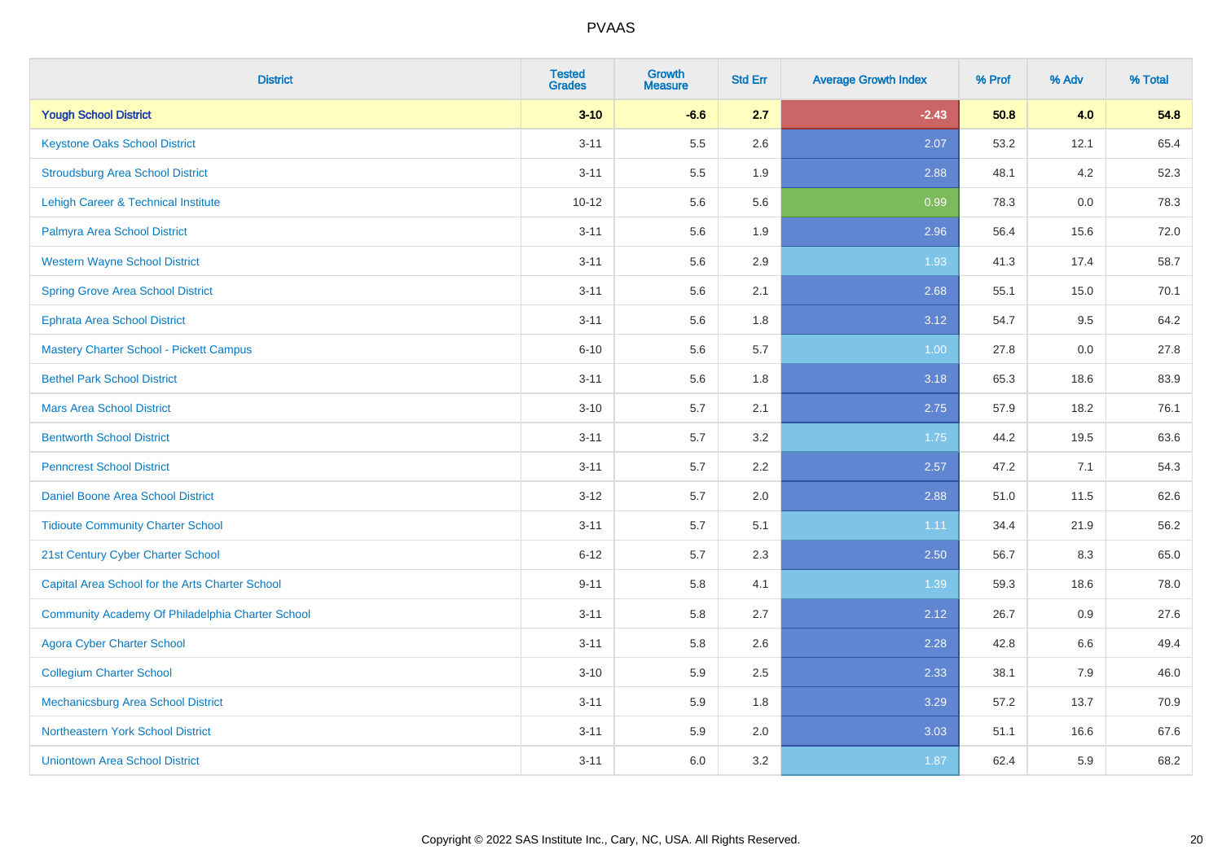| District | Tested Grades | Growth Measure | Std Err | Average Growth Index | % Prof | % Adv | % Total |
|---|---|---|---|---|---|---|---|
| **Yough School District** | **3-10** | **-6.6** | **2.7** | **-2.43** | **50.8** | **4.0** | **54.8** |
| Keystone Oaks School District | 3-11 | 5.5 | 2.6 | 2.07 | 53.2 | 12.1 | 65.4 |
| Stroudsburg Area School District | 3-11 | 5.5 | 1.9 | 2.88 | 48.1 | 4.2 | 52.3 |
| Lehigh Career & Technical Institute | 10-12 | 5.6 | 5.6 | 0.99 | 78.3 | 0.0 | 78.3 |
| Palmyra Area School District | 3-11 | 5.6 | 1.9 | 2.96 | 56.4 | 15.6 | 72.0 |
| Western Wayne School District | 3-11 | 5.6 | 2.9 | 1.93 | 41.3 | 17.4 | 58.7 |
| Spring Grove Area School District | 3-11 | 5.6 | 2.1 | 2.68 | 55.1 | 15.0 | 70.1 |
| Ephrata Area School District | 3-11 | 5.6 | 1.8 | 3.12 | 54.7 | 9.5 | 64.2 |
| Mastery Charter School - Pickett Campus | 6-10 | 5.6 | 5.7 | 1.00 | 27.8 | 0.0 | 27.8 |
| Bethel Park School District | 3-11 | 5.6 | 1.8 | 3.18 | 65.3 | 18.6 | 83.9 |
| Mars Area School District | 3-10 | 5.7 | 2.1 | 2.75 | 57.9 | 18.2 | 76.1 |
| Bentworth School District | 3-11 | 5.7 | 3.2 | 1.75 | 44.2 | 19.5 | 63.6 |
| Penncrest School District | 3-11 | 5.7 | 2.2 | 2.57 | 47.2 | 7.1 | 54.3 |
| Daniel Boone Area School District | 3-12 | 5.7 | 2.0 | 2.88 | 51.0 | 11.5 | 62.6 |
| Tidioute Community Charter School | 3-11 | 5.7 | 5.1 | 1.11 | 34.4 | 21.9 | 56.2 |
| 21st Century Cyber Charter School | 6-12 | 5.7 | 2.3 | 2.50 | 56.7 | 8.3 | 65.0 |
| Capital Area School for the Arts Charter School | 9-11 | 5.8 | 4.1 | 1.39 | 59.3 | 18.6 | 78.0 |
| Community Academy Of Philadelphia Charter School | 3-11 | 5.8 | 2.7 | 2.12 | 26.7 | 0.9 | 27.6 |
| Agora Cyber Charter School | 3-11 | 5.8 | 2.6 | 2.28 | 42.8 | 6.6 | 49.4 |
| Collegium Charter School | 3-10 | 5.9 | 2.5 | 2.33 | 38.1 | 7.9 | 46.0 |
| Mechanicsburg Area School District | 3-11 | 5.9 | 1.8 | 3.29 | 57.2 | 13.7 | 70.9 |
| Northeastern York School District | 3-11 | 5.9 | 2.0 | 3.03 | 51.1 | 16.6 | 67.6 |
| Uniontown Area School District | 3-11 | 6.0 | 3.2 | 1.87 | 62.4 | 5.9 | 68.2 |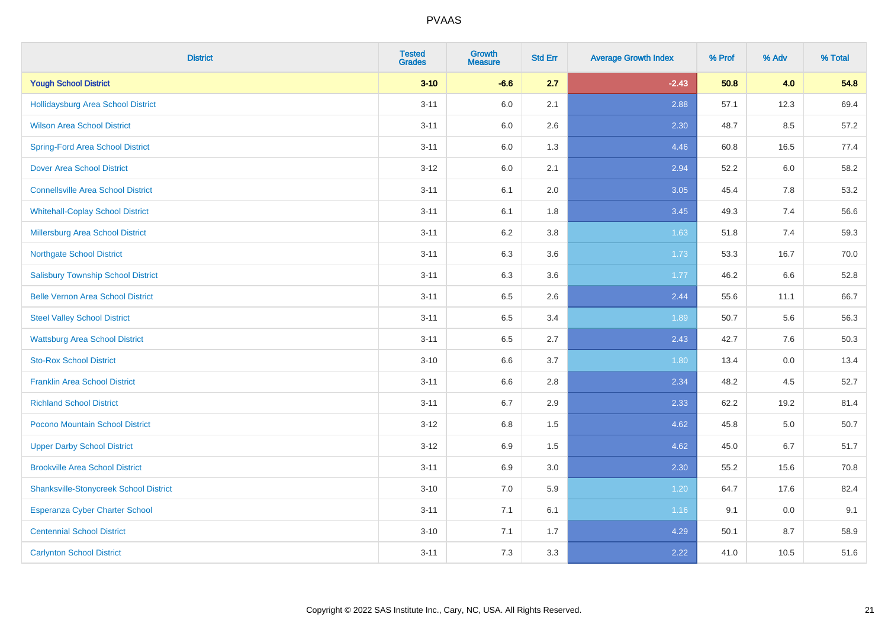| District | Tested Grades | Growth Measure | Std Err | Average Growth Index | % Prof | % Adv | % Total |
|---|---|---|---|---|---|---|---|
| **Yough School District** | **3-10** | **-6.6** | **2.7** | **-2.43** | **50.8** | **4.0** | **54.8** |
| Hollidaysburg Area School District | 3-11 | 6.0 | 2.1 | 2.88 | 57.1 | 12.3 | 69.4 |
| Wilson Area School District | 3-11 | 6.0 | 2.6 | 2.30 | 48.7 | 8.5 | 57.2 |
| Spring-Ford Area School District | 3-11 | 6.0 | 1.3 | 4.46 | 60.8 | 16.5 | 77.4 |
| Dover Area School District | 3-12 | 6.0 | 2.1 | 2.94 | 52.2 | 6.0 | 58.2 |
| Connellsville Area School District | 3-11 | 6.1 | 2.0 | 3.05 | 45.4 | 7.8 | 53.2 |
| Whitehall-Coplay School District | 3-11 | 6.1 | 1.8 | 3.45 | 49.3 | 7.4 | 56.6 |
| Millersburg Area School District | 3-11 | 6.2 | 3.8 | 1.63 | 51.8 | 7.4 | 59.3 |
| Northgate School District | 3-11 | 6.3 | 3.6 | 1.73 | 53.3 | 16.7 | 70.0 |
| Salisbury Township School District | 3-11 | 6.3 | 3.6 | 1.77 | 46.2 | 6.6 | 52.8 |
| Belle Vernon Area School District | 3-11 | 6.5 | 2.6 | 2.44 | 55.6 | 11.1 | 66.7 |
| Steel Valley School District | 3-11 | 6.5 | 3.4 | 1.89 | 50.7 | 5.6 | 56.3 |
| Wattsburg Area School District | 3-11 | 6.5 | 2.7 | 2.43 | 42.7 | 7.6 | 50.3 |
| Sto-Rox School District | 3-10 | 6.6 | 3.7 | 1.80 | 13.4 | 0.0 | 13.4 |
| Franklin Area School District | 3-11 | 6.6 | 2.8 | 2.34 | 48.2 | 4.5 | 52.7 |
| Richland School District | 3-11 | 6.7 | 2.9 | 2.33 | 62.2 | 19.2 | 81.4 |
| Pocono Mountain School District | 3-12 | 6.8 | 1.5 | 4.62 | 45.8 | 5.0 | 50.7 |
| Upper Darby School District | 3-12 | 6.9 | 1.5 | 4.62 | 45.0 | 6.7 | 51.7 |
| Brookville Area School District | 3-11 | 6.9 | 3.0 | 2.30 | 55.2 | 15.6 | 70.8 |
| Shanksville-Stonycreek School District | 3-10 | 7.0 | 5.9 | 1.20 | 64.7 | 17.6 | 82.4 |
| Esperanza Cyber Charter School | 3-11 | 7.1 | 6.1 | 1.16 | 9.1 | 0.0 | 9.1 |
| Centennial School District | 3-10 | 7.1 | 1.7 | 4.29 | 50.1 | 8.7 | 58.9 |
| Carlynton School District | 3-11 | 7.3 | 3.3 | 2.22 | 41.0 | 10.5 | 51.6 |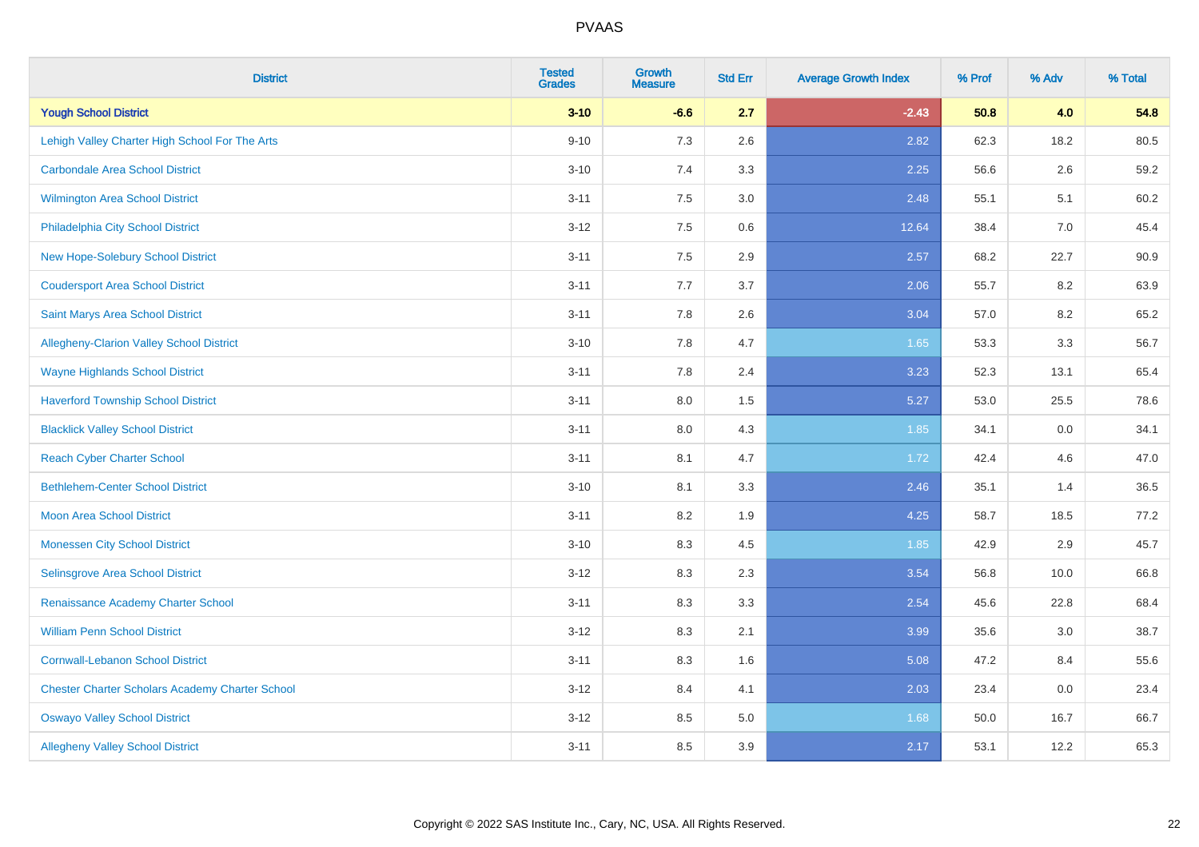# PVAAS

| District | Tested Grades | Growth Measure | Std Err | Average Growth Index | % Prof | % Adv | % Total |
|---|---|---|---|---|---|---|---|
| **Yough School District** | **3-10** | **-6.6** | **2.7** | **-2.43** | **50.8** | **4.0** | **54.8** |
| Lehigh Valley Charter High School For The Arts | 9-10 | 7.3 | 2.6 | 2.82 | 62.3 | 18.2 | 80.5 |
| Carbondale Area School District | 3-10 | 7.4 | 3.3 | 2.25 | 56.6 | 2.6 | 59.2 |
| Wilmington Area School District | 3-11 | 7.5 | 3.0 | 2.48 | 55.1 | 5.1 | 60.2 |
| Philadelphia City School District | 3-12 | 7.5 | 0.6 | 12.64 | 38.4 | 7.0 | 45.4 |
| New Hope-Solebury School District | 3-11 | 7.5 | 2.9 | 2.57 | 68.2 | 22.7 | 90.9 |
| Coudersport Area School District | 3-11 | 7.7 | 3.7 | 2.06 | 55.7 | 8.2 | 63.9 |
| Saint Marys Area School District | 3-11 | 7.8 | 2.6 | 3.04 | 57.0 | 8.2 | 65.2 |
| Allegheny-Clarion Valley School District | 3-10 | 7.8 | 4.7 | 1.65 | 53.3 | 3.3 | 56.7 |
| Wayne Highlands School District | 3-11 | 7.8 | 2.4 | 3.23 | 52.3 | 13.1 | 65.4 |
| Haverford Township School District | 3-11 | 8.0 | 1.5 | 5.27 | 53.0 | 25.5 | 78.6 |
| Blacklick Valley School District | 3-11 | 8.0 | 4.3 | 1.85 | 34.1 | 0.0 | 34.1 |
| Reach Cyber Charter School | 3-11 | 8.1 | 4.7 | 1.72 | 42.4 | 4.6 | 47.0 |
| Bethlehem-Center School District | 3-10 | 8.1 | 3.3 | 2.46 | 35.1 | 1.4 | 36.5 |
| Moon Area School District | 3-11 | 8.2 | 1.9 | 4.25 | 58.7 | 18.5 | 77.2 |
| Monessen City School District | 3-10 | 8.3 | 4.5 | 1.85 | 42.9 | 2.9 | 45.7 |
| Selinsgrove Area School District | 3-12 | 8.3 | 2.3 | 3.54 | 56.8 | 10.0 | 66.8 |
| Renaissance Academy Charter School | 3-11 | 8.3 | 3.3 | 2.54 | 45.6 | 22.8 | 68.4 |
| William Penn School District | 3-12 | 8.3 | 2.1 | 3.99 | 35.6 | 3.0 | 38.7 |
| Cornwall-Lebanon School District | 3-11 | 8.3 | 1.6 | 5.08 | 47.2 | 8.4 | 55.6 |
| Chester Charter Scholars Academy Charter School | 3-12 | 8.4 | 4.1 | 2.03 | 23.4 | 0.0 | 23.4 |
| Oswayo Valley School District | 3-12 | 8.5 | 5.0 | 1.68 | 50.0 | 16.7 | 66.7 |
| Allegheny Valley School District | 3-11 | 8.5 | 3.9 | 2.17 | 53.1 | 12.2 | 65.3 |

Copyright © 2022 SAS Institute Inc., Cary, NC, USA. All Rights Reserved.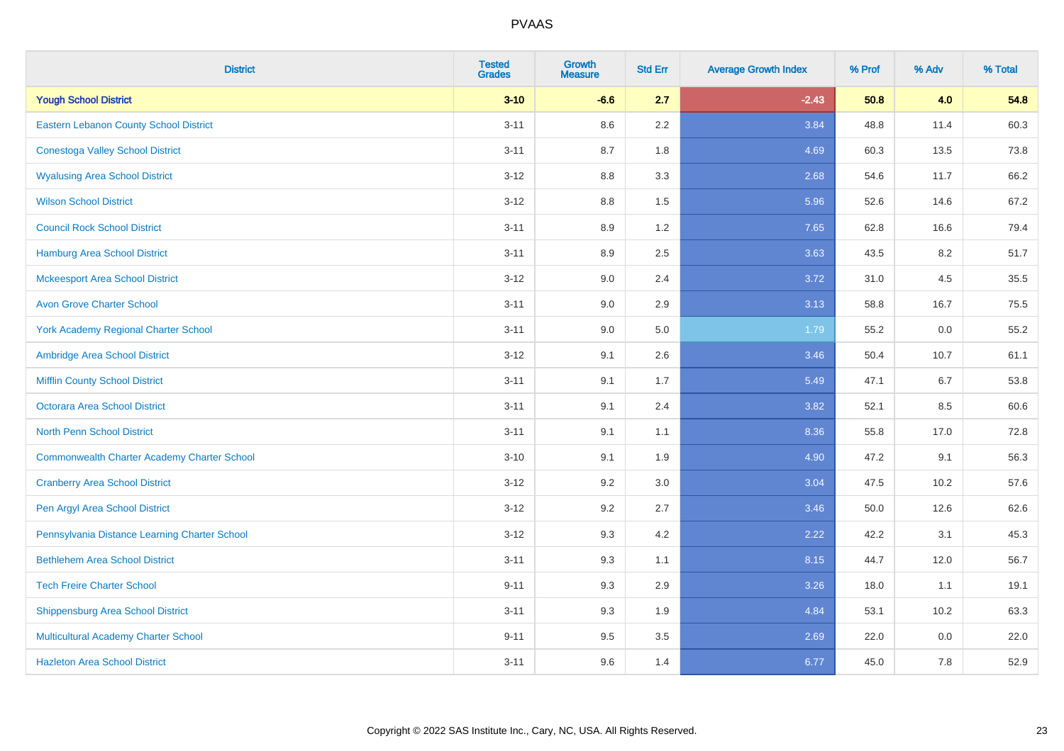PVAAS

| District | Tested Grades | Growth Measure | Std Err | Average Growth Index | % Prof | % Adv | % Total |
|---|---|---|---|---|---|---|---|
| **Yough School District** | **3-10** | **-6.6** | **2.7** | **-2.43** | **50.8** | **4.0** | **54.8** |
| Eastern Lebanon County School District | 3-11 | 8.6 | 2.2 | 3.84 | 48.8 | 11.4 | 60.3 |
| Conestoga Valley School District | 3-11 | 8.7 | 1.8 | 4.69 | 60.3 | 13.5 | 73.8 |
| Wyalusing Area School District | 3-12 | 8.8 | 3.3 | 2.68 | 54.6 | 11.7 | 66.2 |
| Wilson School District | 3-12 | 8.8 | 1.5 | 5.96 | 52.6 | 14.6 | 67.2 |
| Council Rock School District | 3-11 | 8.9 | 1.2 | 7.65 | 62.8 | 16.6 | 79.4 |
| Hamburg Area School District | 3-11 | 8.9 | 2.5 | 3.63 | 43.5 | 8.2 | 51.7 |
| Mckeesport Area School District | 3-12 | 9.0 | 2.4 | 3.72 | 31.0 | 4.5 | 35.5 |
| Avon Grove Charter School | 3-11 | 9.0 | 2.9 | 3.13 | 58.8 | 16.7 | 75.5 |
| York Academy Regional Charter School | 3-11 | 9.0 | 5.0 | 1.79 | 55.2 | 0.0 | 55.2 |
| Ambridge Area School District | 3-12 | 9.1 | 2.6 | 3.46 | 50.4 | 10.7 | 61.1 |
| Mifflin County School District | 3-11 | 9.1 | 1.7 | 5.49 | 47.1 | 6.7 | 53.8 |
| Octorara Area School District | 3-11 | 9.1 | 2.4 | 3.82 | 52.1 | 8.5 | 60.6 |
| North Penn School District | 3-11 | 9.1 | 1.1 | 8.36 | 55.8 | 17.0 | 72.8 |
| Commonwealth Charter Academy Charter School | 3-10 | 9.1 | 1.9 | 4.90 | 47.2 | 9.1 | 56.3 |
| Cranberry Area School District | 3-12 | 9.2 | 3.0 | 3.04 | 47.5 | 10.2 | 57.6 |
| Pen Argyl Area School District | 3-12 | 9.2 | 2.7 | 3.46 | 50.0 | 12.6 | 62.6 |
| Pennsylvania Distance Learning Charter School | 3-12 | 9.3 | 4.2 | 2.22 | 42.2 | 3.1 | 45.3 |
| Bethlehem Area School District | 3-11 | 9.3 | 1.1 | 8.15 | 44.7 | 12.0 | 56.7 |
| Tech Freire Charter School | 9-11 | 9.3 | 2.9 | 3.26 | 18.0 | 1.1 | 19.1 |
| Shippensburg Area School District | 3-11 | 9.3 | 1.9 | 4.84 | 53.1 | 10.2 | 63.3 |
| Multicultural Academy Charter School | 9-11 | 9.5 | 3.5 | 2.69 | 22.0 | 0.0 | 22.0 |
| Hazleton Area School District | 3-11 | 9.6 | 1.4 | 6.77 | 45.0 | 7.8 | 52.9 |

Copyright © 2022 SAS Institute Inc., Cary, NC, USA. All Rights Reserved.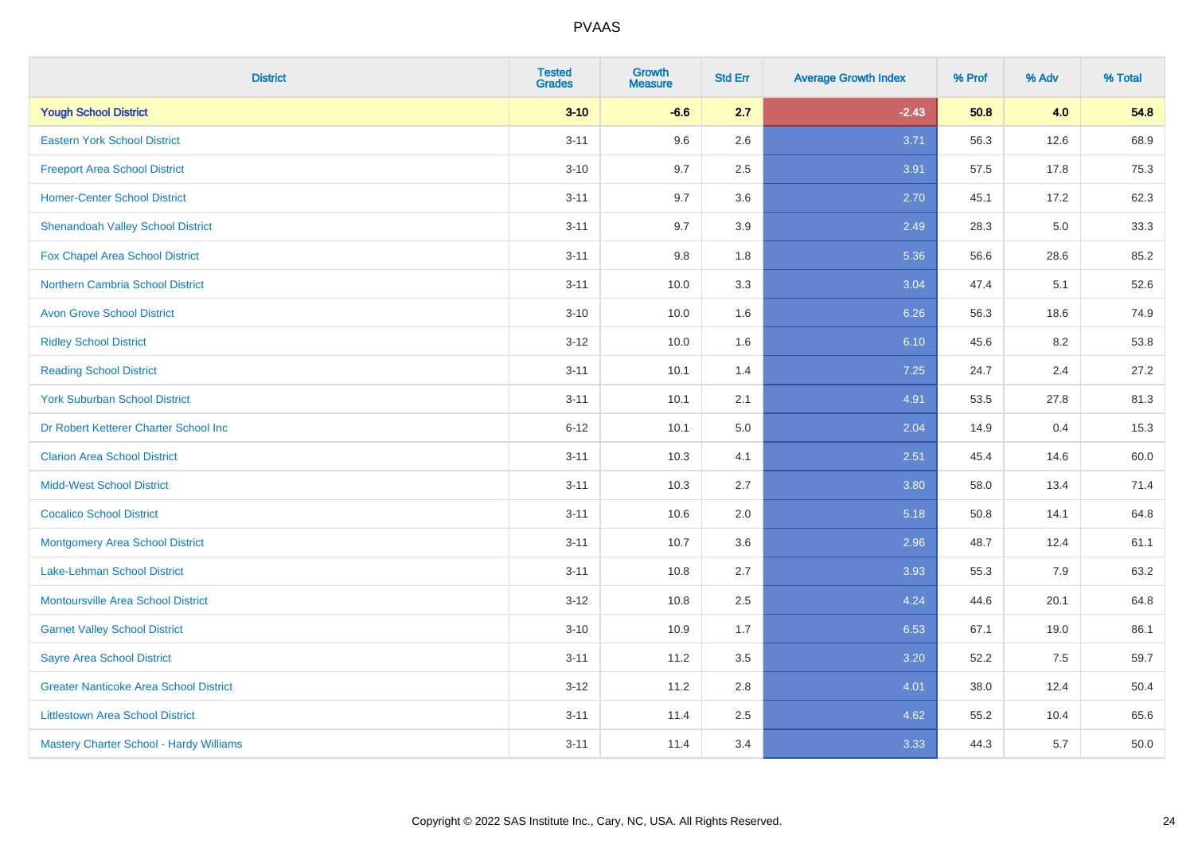# PVAAS

| District | Tested Grades | Growth Measure | Std Err | Average Growth Index | % Prof | % Adv | % Total |
|---|---|---|---|---|---|---|---|
| **Yough School District** | **3-10** | **-6.6** | **2.7** | **-2.43** | **50.8** | **4.0** | **54.8** |
| Eastern York School District | 3-11 | 9.6 | 2.6 | 3.71 | 56.3 | 12.6 | 68.9 |
| Freeport Area School District | 3-10 | 9.7 | 2.5 | 3.91 | 57.5 | 17.8 | 75.3 |
| Homer-Center School District | 3-11 | 9.7 | 3.6 | 2.70 | 45.1 | 17.2 | 62.3 |
| Shenandoah Valley School District | 3-11 | 9.7 | 3.9 | 2.49 | 28.3 | 5.0 | 33.3 |
| Fox Chapel Area School District | 3-11 | 9.8 | 1.8 | 5.36 | 56.6 | 28.6 | 85.2 |
| Northern Cambria School District | 3-11 | 10.0 | 3.3 | 3.04 | 47.4 | 5.1 | 52.6 |
| Avon Grove School District | 3-10 | 10.0 | 1.6 | 6.26 | 56.3 | 18.6 | 74.9 |
| Ridley School District | 3-12 | 10.0 | 1.6 | 6.10 | 45.6 | 8.2 | 53.8 |
| Reading School District | 3-11 | 10.1 | 1.4 | 7.25 | 24.7 | 2.4 | 27.2 |
| York Suburban School District | 3-11 | 10.1 | 2.1 | 4.91 | 53.5 | 27.8 | 81.3 |
| Dr Robert Ketterer Charter School Inc | 6-12 | 10.1 | 5.0 | 2.04 | 14.9 | 0.4 | 15.3 |
| Clarion Area School District | 3-11 | 10.3 | 4.1 | 2.51 | 45.4 | 14.6 | 60.0 |
| Midd-West School District | 3-11 | 10.3 | 2.7 | 3.80 | 58.0 | 13.4 | 71.4 |
| Cocalico School District | 3-11 | 10.6 | 2.0 | 5.18 | 50.8 | 14.1 | 64.8 |
| Montgomery Area School District | 3-11 | 10.7 | 3.6 | 2.96 | 48.7 | 12.4 | 61.1 |
| Lake-Lehman School District | 3-11 | 10.8 | 2.7 | 3.93 | 55.3 | 7.9 | 63.2 |
| Montoursville Area School District | 3-12 | 10.8 | 2.5 | 4.24 | 44.6 | 20.1 | 64.8 |
| Garnet Valley School District | 3-10 | 10.9 | 1.7 | 6.53 | 67.1 | 19.0 | 86.1 |
| Sayre Area School District | 3-11 | 11.2 | 3.5 | 3.20 | 52.2 | 7.5 | 59.7 |
| Greater Nanticoke Area School District | 3-12 | 11.2 | 2.8 | 4.01 | 38.0 | 12.4 | 50.4 |
| Littlestown Area School District | 3-11 | 11.4 | 2.5 | 4.62 | 55.2 | 10.4 | 65.6 |
| Mastery Charter School - Hardy Williams | 3-11 | 11.4 | 3.4 | 3.33 | 44.3 | 5.7 | 50.0 |

Copyright © 2022 SAS Institute Inc., Cary, NC, USA. All Rights Reserved.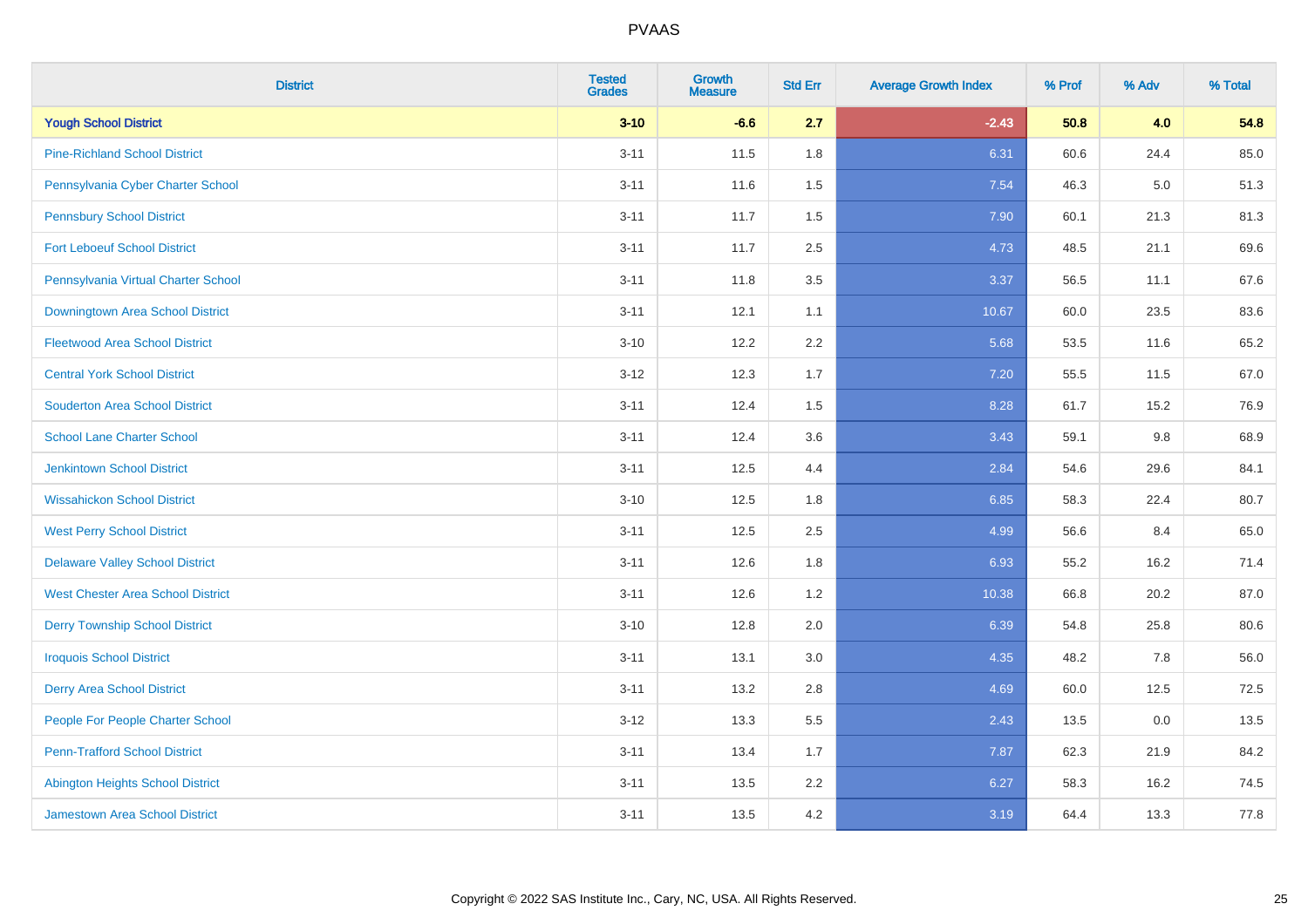# PVAAS

| District | Tested Grades | Growth Measure | Std Err | Average Growth Index | % Prof | % Adv | % Total |
|---|---|---|---|---|---|---|---|
| **Yough School District** | **3-10** | **-6.6** | **2.7** | **-2.43** | **50.8** | **4.0** | **54.8** |
| Pine-Richland School District | 3-11 | 11.5 | 1.8 | 6.31 | 60.6 | 24.4 | 85.0 |
| Pennsylvania Cyber Charter School | 3-11 | 11.6 | 1.5 | 7.54 | 46.3 | 5.0 | 51.3 |
| Pennsbury School District | 3-11 | 11.7 | 1.5 | 7.90 | 60.1 | 21.3 | 81.3 |
| Fort Leboeuf School District | 3-11 | 11.7 | 2.5 | 4.73 | 48.5 | 21.1 | 69.6 |
| Pennsylvania Virtual Charter School | 3-11 | 11.8 | 3.5 | 3.37 | 56.5 | 11.1 | 67.6 |
| Downingtown Area School District | 3-11 | 12.1 | 1.1 | 10.67 | 60.0 | 23.5 | 83.6 |
| Fleetwood Area School District | 3-10 | 12.2 | 2.2 | 5.68 | 53.5 | 11.6 | 65.2 |
| Central York School District | 3-12 | 12.3 | 1.7 | 7.20 | 55.5 | 11.5 | 67.0 |
| Souderton Area School District | 3-11 | 12.4 | 1.5 | 8.28 | 61.7 | 15.2 | 76.9 |
| School Lane Charter School | 3-11 | 12.4 | 3.6 | 3.43 | 59.1 | 9.8 | 68.9 |
| Jenkintown School District | 3-11 | 12.5 | 4.4 | 2.84 | 54.6 | 29.6 | 84.1 |
| Wissahickon School District | 3-10 | 12.5 | 1.8 | 6.85 | 58.3 | 22.4 | 80.7 |
| West Perry School District | 3-11 | 12.5 | 2.5 | 4.99 | 56.6 | 8.4 | 65.0 |
| Delaware Valley School District | 3-11 | 12.6 | 1.8 | 6.93 | 55.2 | 16.2 | 71.4 |
| West Chester Area School District | 3-11 | 12.6 | 1.2 | 10.38 | 66.8 | 20.2 | 87.0 |
| Derry Township School District | 3-10 | 12.8 | 2.0 | 6.39 | 54.8 | 25.8 | 80.6 |
| Iroquois School District | 3-11 | 13.1 | 3.0 | 4.35 | 48.2 | 7.8 | 56.0 |
| Derry Area School District | 3-11 | 13.2 | 2.8 | 4.69 | 60.0 | 12.5 | 72.5 |
| People For People Charter School | 3-12 | 13.3 | 5.5 | 2.43 | 13.5 | 0.0 | 13.5 |
| Penn-Trafford School District | 3-11 | 13.4 | 1.7 | 7.87 | 62.3 | 21.9 | 84.2 |
| Abington Heights School District | 3-11 | 13.5 | 2.2 | 6.27 | 58.3 | 16.2 | 74.5 |
| Jamestown Area School District | 3-11 | 13.5 | 4.2 | 3.19 | 64.4 | 13.3 | 77.8 |

Copyright © 2022 SAS Institute Inc., Cary, NC, USA. All Rights Reserved.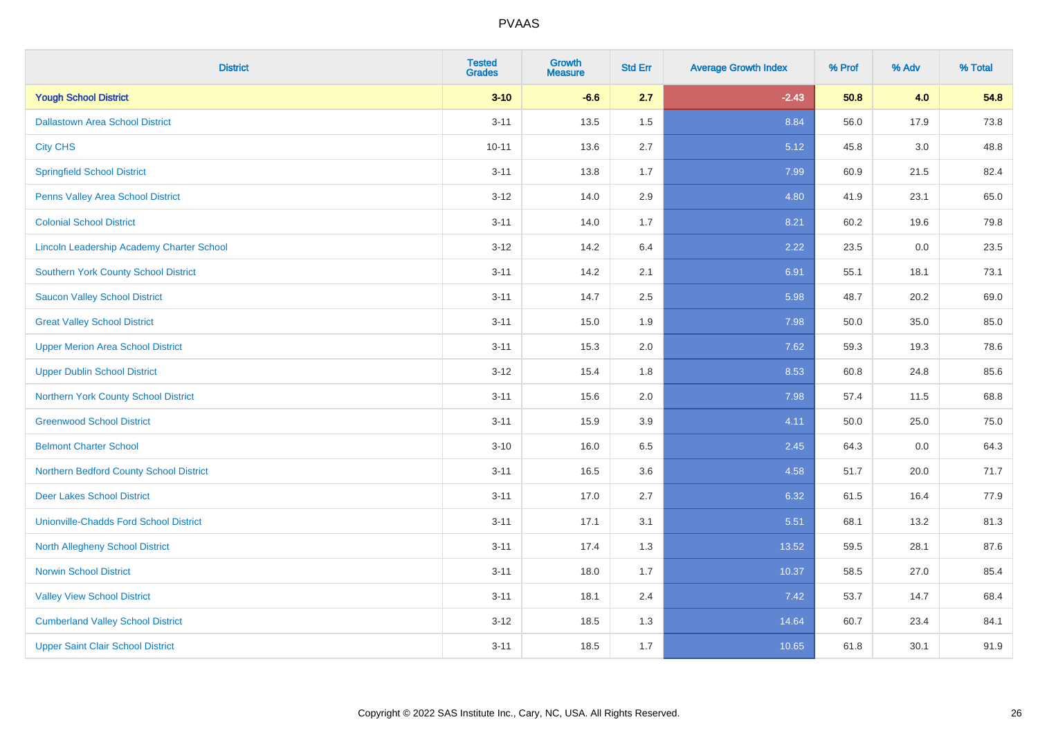PVAAS

| District | Tested Grades | Growth Measure | Std Err | Average Growth Index | % Prof | % Adv | % Total |
|---|---|---|---|---|---|---|---|
| **Yough School District** | **3-10** | **-6.6** | **2.7** | **-2.43** | **50.8** | **4.0** | **54.8** |
| Dallastown Area School District | 3-11 | 13.5 | 1.5 | 8.84 | 56.0 | 17.9 | 73.8 |
| City CHS | 10-11 | 13.6 | 2.7 | 5.12 | 45.8 | 3.0 | 48.8 |
| Springfield School District | 3-11 | 13.8 | 1.7 | 7.99 | 60.9 | 21.5 | 82.4 |
| Penns Valley Area School District | 3-12 | 14.0 | 2.9 | 4.80 | 41.9 | 23.1 | 65.0 |
| Colonial School District | 3-11 | 14.0 | 1.7 | 8.21 | 60.2 | 19.6 | 79.8 |
| Lincoln Leadership Academy Charter School | 3-12 | 14.2 | 6.4 | 2.22 | 23.5 | 0.0 | 23.5 |
| Southern York County School District | 3-11 | 14.2 | 2.1 | 6.91 | 55.1 | 18.1 | 73.1 |
| Saucon Valley School District | 3-11 | 14.7 | 2.5 | 5.98 | 48.7 | 20.2 | 69.0 |
| Great Valley School District | 3-11 | 15.0 | 1.9 | 7.98 | 50.0 | 35.0 | 85.0 |
| Upper Merion Area School District | 3-11 | 15.3 | 2.0 | 7.62 | 59.3 | 19.3 | 78.6 |
| Upper Dublin School District | 3-12 | 15.4 | 1.8 | 8.53 | 60.8 | 24.8 | 85.6 |
| Northern York County School District | 3-11 | 15.6 | 2.0 | 7.98 | 57.4 | 11.5 | 68.8 |
| Greenwood School District | 3-11 | 15.9 | 3.9 | 4.11 | 50.0 | 25.0 | 75.0 |
| Belmont Charter School | 3-10 | 16.0 | 6.5 | 2.45 | 64.3 | 0.0 | 64.3 |
| Northern Bedford County School District | 3-11 | 16.5 | 3.6 | 4.58 | 51.7 | 20.0 | 71.7 |
| Deer Lakes School District | 3-11 | 17.0 | 2.7 | 6.32 | 61.5 | 16.4 | 77.9 |
| Unionville-Chadds Ford School District | 3-11 | 17.1 | 3.1 | 5.51 | 68.1 | 13.2 | 81.3 |
| North Allegheny School District | 3-11 | 17.4 | 1.3 | 13.52 | 59.5 | 28.1 | 87.6 |
| Norwin School District | 3-11 | 18.0 | 1.7 | 10.37 | 58.5 | 27.0 | 85.4 |
| Valley View School District | 3-11 | 18.1 | 2.4 | 7.42 | 53.7 | 14.7 | 68.4 |
| Cumberland Valley School District | 3-12 | 18.5 | 1.3 | 14.64 | 60.7 | 23.4 | 84.1 |
| Upper Saint Clair School District | 3-11 | 18.5 | 1.7 | 10.65 | 61.8 | 30.1 | 91.9 |

Copyright © 2022 SAS Institute Inc., Cary, NC, USA. All Rights Reserved.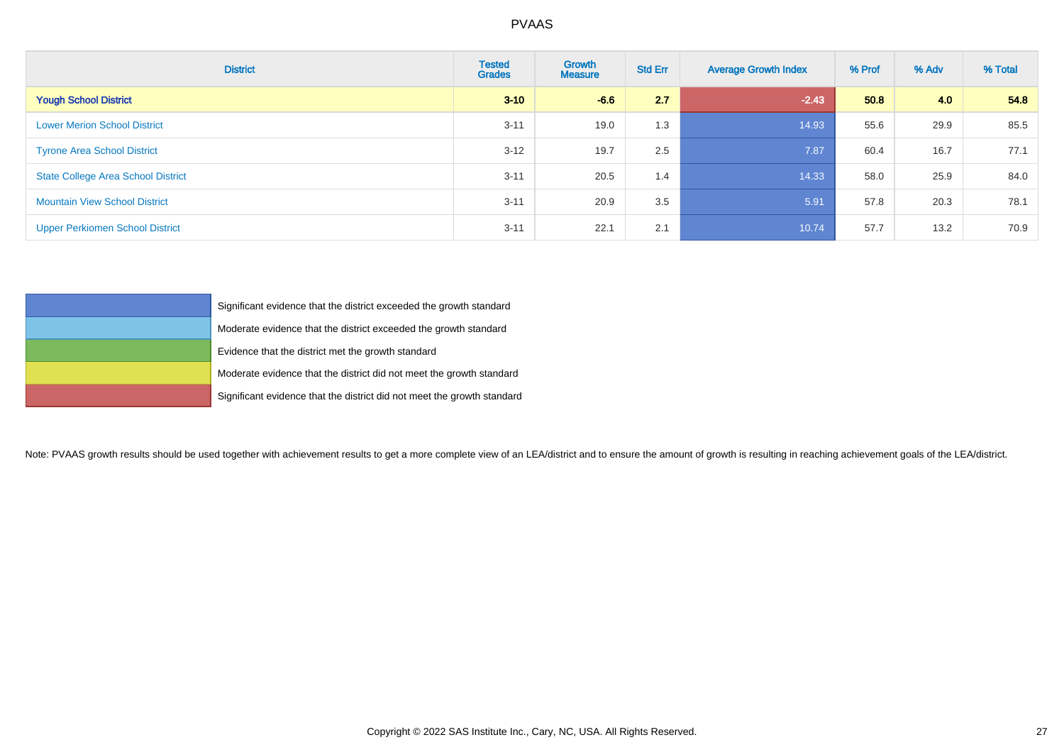# PVAAS

| District | Tested Grades | Growth Measure | Std Err | Average Growth Index | % Prof | % Adv | % Total |
|---|---|---|---|---|---|---|---|
| **Yough School District** | **3-10** | **-6.6** | **2.7** | **-2.43** | **50.8** | **4.0** | **54.8** |
| Lower Merion School District | 3-11 | 19.0 | 1.3 | 14.93 | 55.6 | 29.9 | 85.5 |
| Tyrone Area School District | 3-12 | 19.7 | 2.5 | 7.87 | 60.4 | 16.7 | 77.1 |
| State College Area School District | 3-11 | 20.5 | 1.4 | 14.33 | 58.0 | 25.9 | 84.0 |
| Mountain View School District | 3-11 | 20.9 | 3.5 | 5.91 | 57.8 | 20.3 | 78.1 |
| Upper Perkiomen School District | 3-11 | 22.1 | 2.1 | 10.74 | 57.7 | 13.2 | 70.9 |

Significant evidence that the district exceeded the growth standard

Moderate evidence that the district exceeded the growth standard

Evidence that the district met the growth standard

Moderate evidence that the district did not meet the growth standard

Significant evidence that the district did not meet the growth standard

Note: PVAAS growth results should be used together with achievement results to get a more complete view of an LEA/district and to ensure the amount of growth is resulting in reaching achievement goals of the LEA/district.

Copyright © 2022 SAS Institute Inc., Cary, NC, USA. All Rights Reserved.